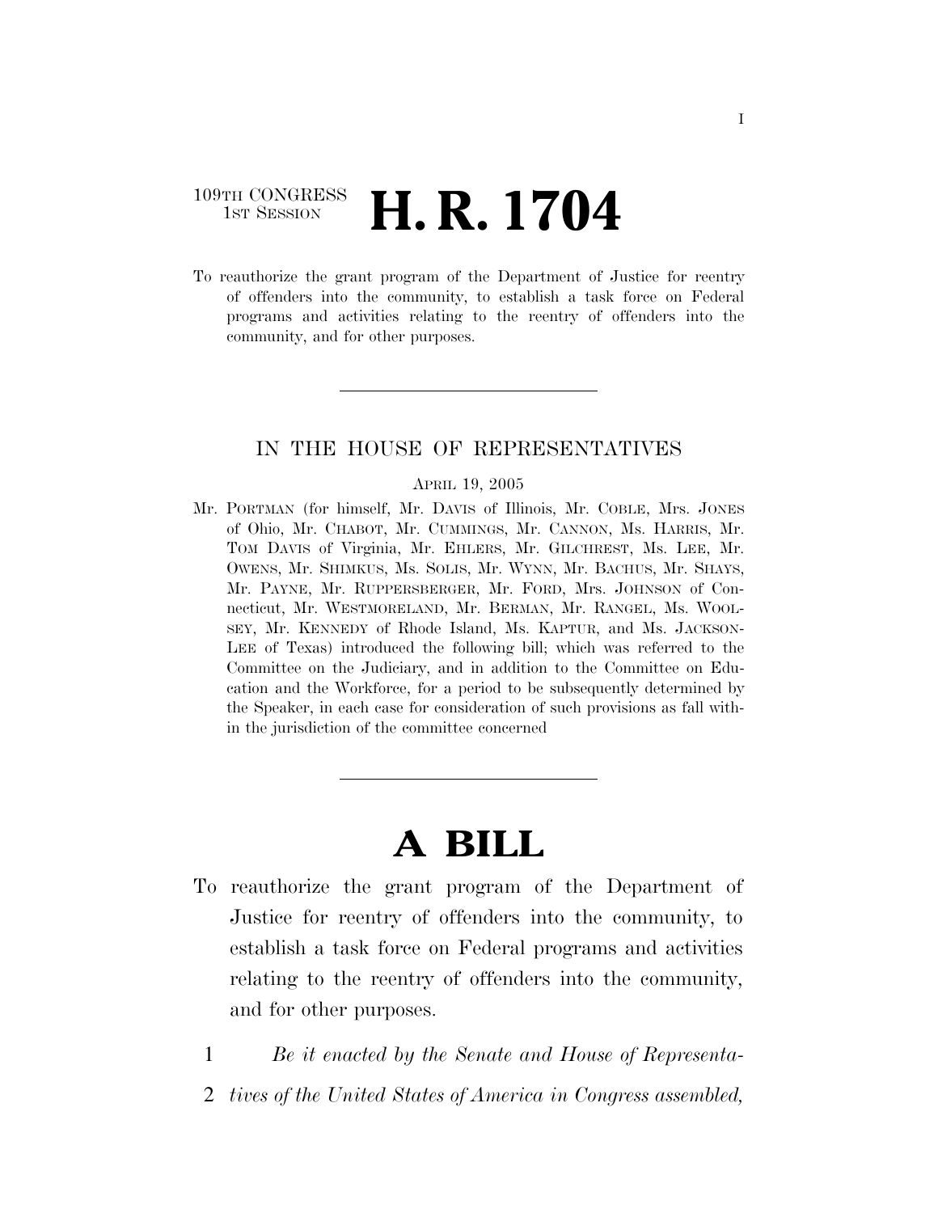109TH CONGRESS
1ST SESSION

# H. R. 1704

To reauthorize the grant program of the Department of Justice for reentry of offenders into the community, to establish a task force on Federal programs and activities relating to the reentry of offenders into the community, and for other purposes.

---

IN THE HOUSE OF REPRESENTATIVES

APRIL 19, 2005

Mr. PORTMAN (for himself, Mr. DAVIS of Illinois, Mr. COBLE, Mrs. JONES of Ohio, Mr. CHABOT, Mr. CUMMINGS, Mr. CANNON, Ms. HARRIS, Mr. TOM DAVIS of Virginia, Mr. EHLERS, Mr. GILCHREST, Ms. LEE, Mr. OWENS, Mr. SHIMKUS, Ms. SOLIS, Mr. WYNN, Mr. BACHUS, Mr. SHAYS, Mr. PAYNE, Mr. RUPPERSBERGER, Mr. FORD, Mrs. JOHNSON of Connecticut, Mr. WESTMORELAND, Mr. BERMAN, Mr. RANGEL, Ms. WOOLSEY, Mr. KENNEDY of Rhode Island, Ms. KAPTUR, and Ms. JACKSON-LEE of Texas) introduced the following bill; which was referred to the Committee on the Judiciary, and in addition to the Committee on Education and the Workforce, for a period to be subsequently determined by the Speaker, in each case for consideration of such provisions as fall within the jurisdiction of the committee concerned

---

# A BILL

To reauthorize the grant program of the Department of Justice for reentry of offenders into the community, to establish a task force on Federal programs and activities relating to the reentry of offenders into the community, and for other purposes.

1 *Be it enacted by the Senate and House of Representa-*
2 *tives of the United States of America in Congress assembled,*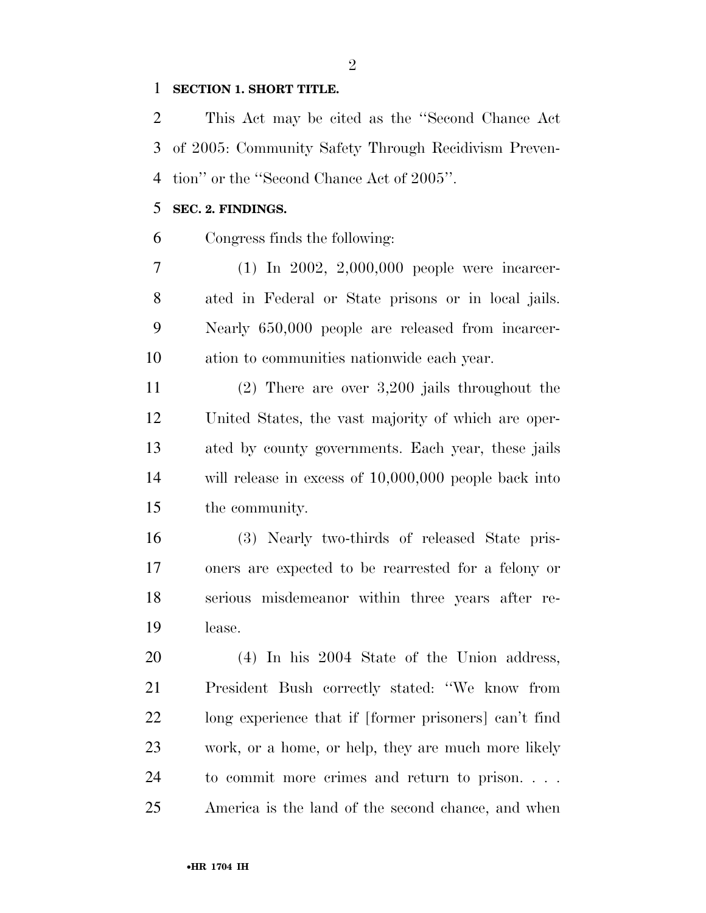**SECTION 1. SHORT TITLE.**

This Act may be cited as the ''Second Chance Act of 2005: Community Safety Through Recidivism Prevention'' or the ''Second Chance Act of 2005''.

**SEC. 2. FINDINGS.**

Congress finds the following:

(1) In 2002, 2,000,000 people were incarcerated in Federal or State prisons or in local jails. Nearly 650,000 people are released from incarceration to communities nationwide each year.

(2) There are over 3,200 jails throughout the United States, the vast majority of which are operated by county governments. Each year, these jails will release in excess of 10,000,000 people back into the community.

(3) Nearly two-thirds of released State prisoners are expected to be rearrested for a felony or serious misdemeanor within three years after release.

(4) In his 2004 State of the Union address, President Bush correctly stated: ''We know from long experience that if [former prisoners] can't find work, or a home, or help, they are much more likely to commit more crimes and return to prison. . . . America is the land of the second chance, and when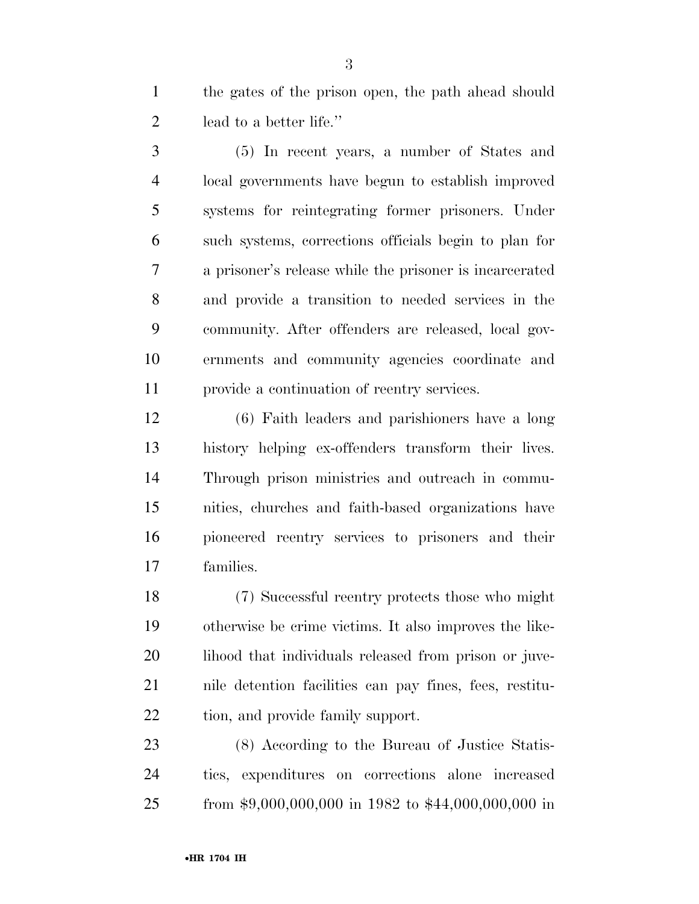the gates of the prison open, the path ahead should lead to a better life.''

(5) In recent years, a number of States and local governments have begun to establish improved systems for reintegrating former prisoners. Under such systems, corrections officials begin to plan for a prisoner's release while the prisoner is incarcerated and provide a transition to needed services in the community. After offenders are released, local governments and community agencies coordinate and provide a continuation of reentry services.

(6) Faith leaders and parishioners have a long history helping ex-offenders transform their lives. Through prison ministries and outreach in communities, churches and faith-based organizations have pioneered reentry services to prisoners and their families.

(7) Successful reentry protects those who might otherwise be crime victims. It also improves the likelihood that individuals released from prison or juvenile detention facilities can pay fines, fees, restitution, and provide family support.

(8) According to the Bureau of Justice Statistics, expenditures on corrections alone increased from $9,000,000,000 in 1982 to $44,000,000,000 in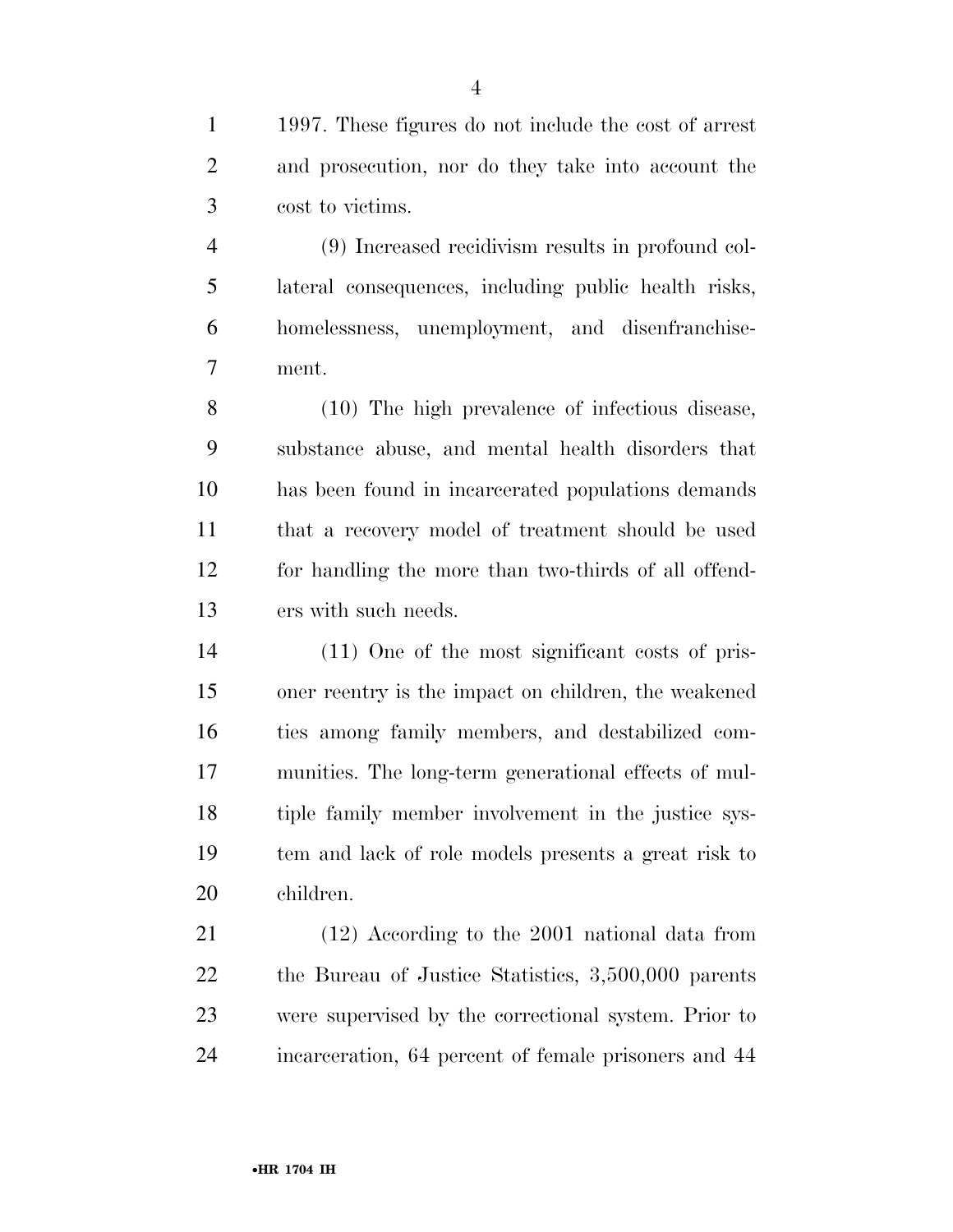1997. These figures do not include the cost of arrest and prosecution, nor do they take into account the cost to victims.

(9) Increased recidivism results in profound collateral consequences, including public health risks, homelessness, unemployment, and disenfranchisement.

(10) The high prevalence of infectious disease, substance abuse, and mental health disorders that has been found in incarcerated populations demands that a recovery model of treatment should be used for handling the more than two-thirds of all offenders with such needs.

(11) One of the most significant costs of prisoner reentry is the impact on children, the weakened ties among family members, and destabilized communities. The long-term generational effects of multiple family member involvement in the justice system and lack of role models presents a great risk to children.

(12) According to the 2001 national data from the Bureau of Justice Statistics, 3,500,000 parents were supervised by the correctional system. Prior to incarceration, 64 percent of female prisoners and 44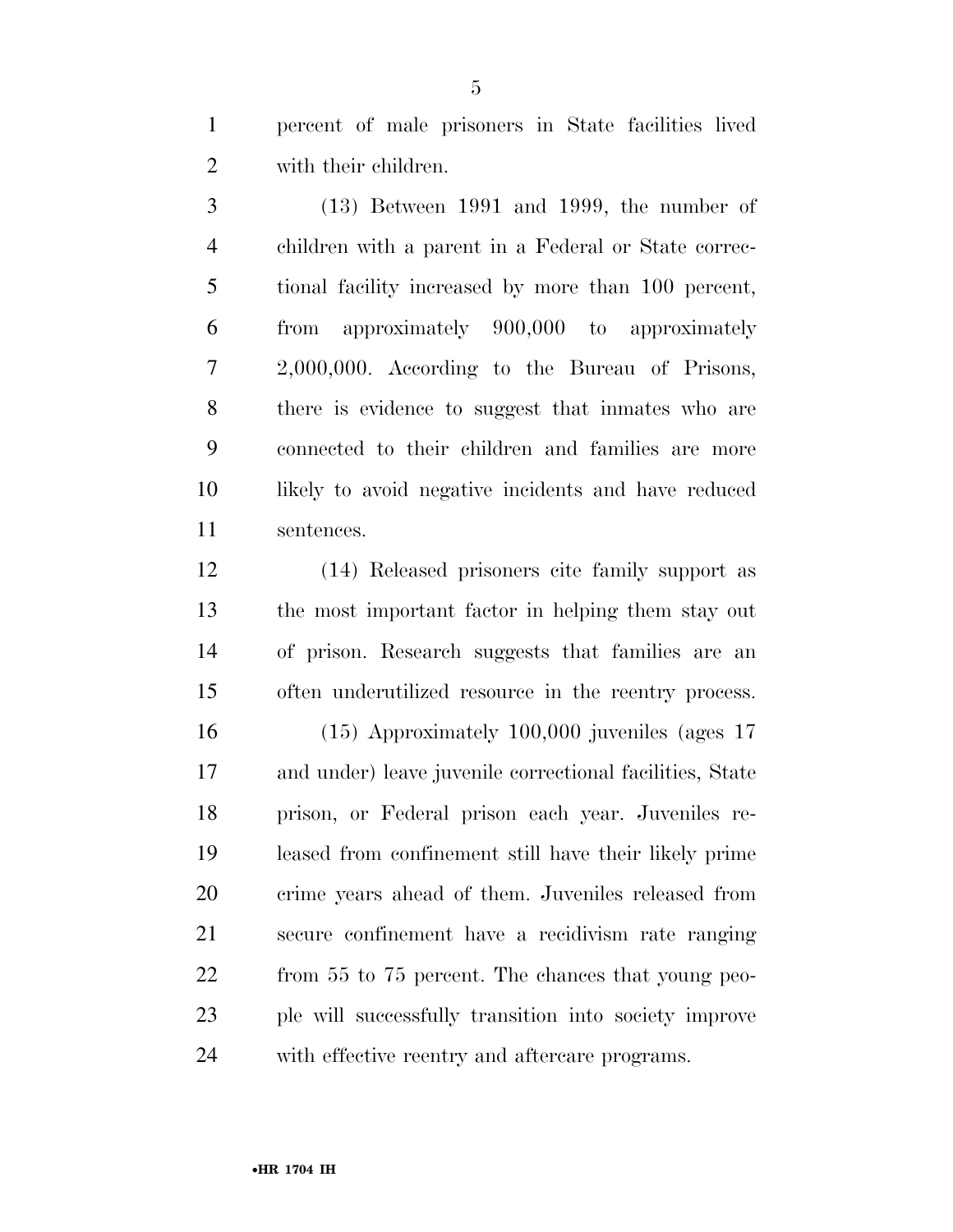percent of male prisoners in State facilities lived with their children.

(13) Between 1991 and 1999, the number of children with a parent in a Federal or State correctional facility increased by more than 100 percent, from approximately 900,000 to approximately 2,000,000. According to the Bureau of Prisons, there is evidence to suggest that inmates who are connected to their children and families are more likely to avoid negative incidents and have reduced sentences.

(14) Released prisoners cite family support as the most important factor in helping them stay out of prison. Research suggests that families are an often underutilized resource in the reentry process.

(15) Approximately 100,000 juveniles (ages 17 and under) leave juvenile correctional facilities, State prison, or Federal prison each year. Juveniles released from confinement still have their likely prime crime years ahead of them. Juveniles released from secure confinement have a recidivism rate ranging from 55 to 75 percent. The chances that young people will successfully transition into society improve with effective reentry and aftercare programs.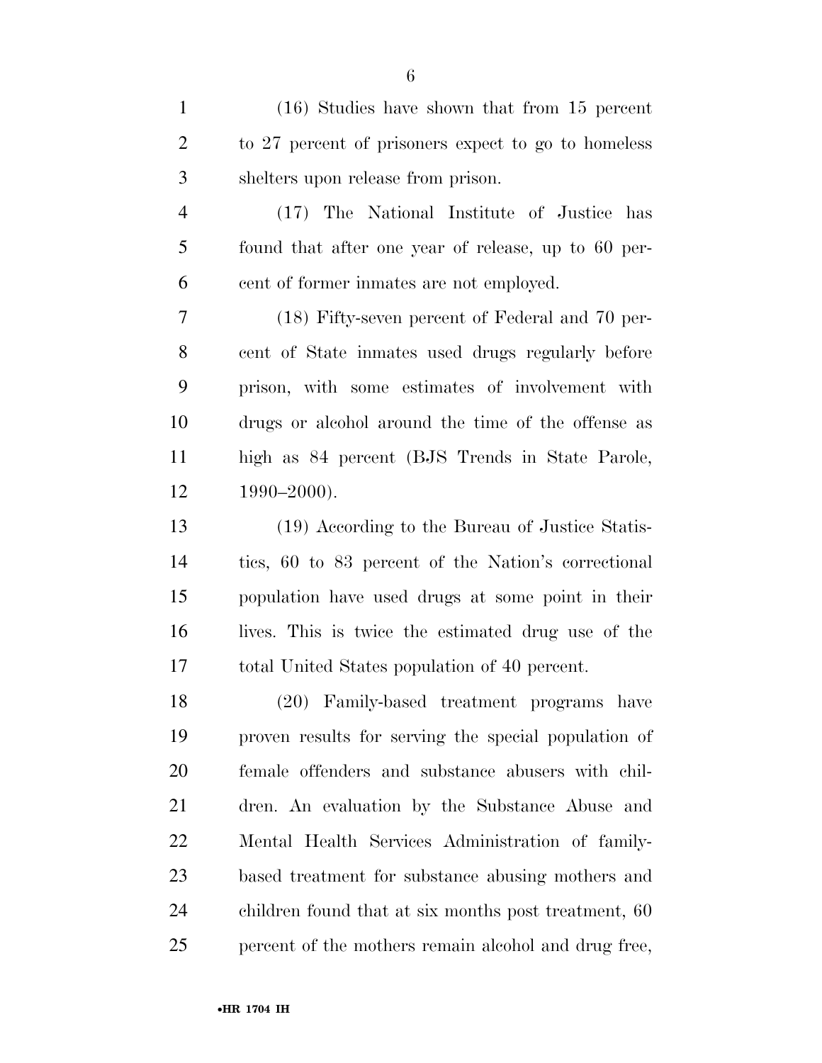(16) Studies have shown that from 15 percent to 27 percent of prisoners expect to go to homeless shelters upon release from prison.

(17) The National Institute of Justice has found that after one year of release, up to 60 percent of former inmates are not employed.

(18) Fifty-seven percent of Federal and 70 percent of State inmates used drugs regularly before prison, with some estimates of involvement with drugs or alcohol around the time of the offense as high as 84 percent (BJS Trends in State Parole, 1990–2000).

(19) According to the Bureau of Justice Statistics, 60 to 83 percent of the Nation's correctional population have used drugs at some point in their lives. This is twice the estimated drug use of the total United States population of 40 percent.

(20) Family-based treatment programs have proven results for serving the special population of female offenders and substance abusers with children. An evaluation by the Substance Abuse and Mental Health Services Administration of family-based treatment for substance abusing mothers and children found that at six months post treatment, 60 percent of the mothers remain alcohol and drug free,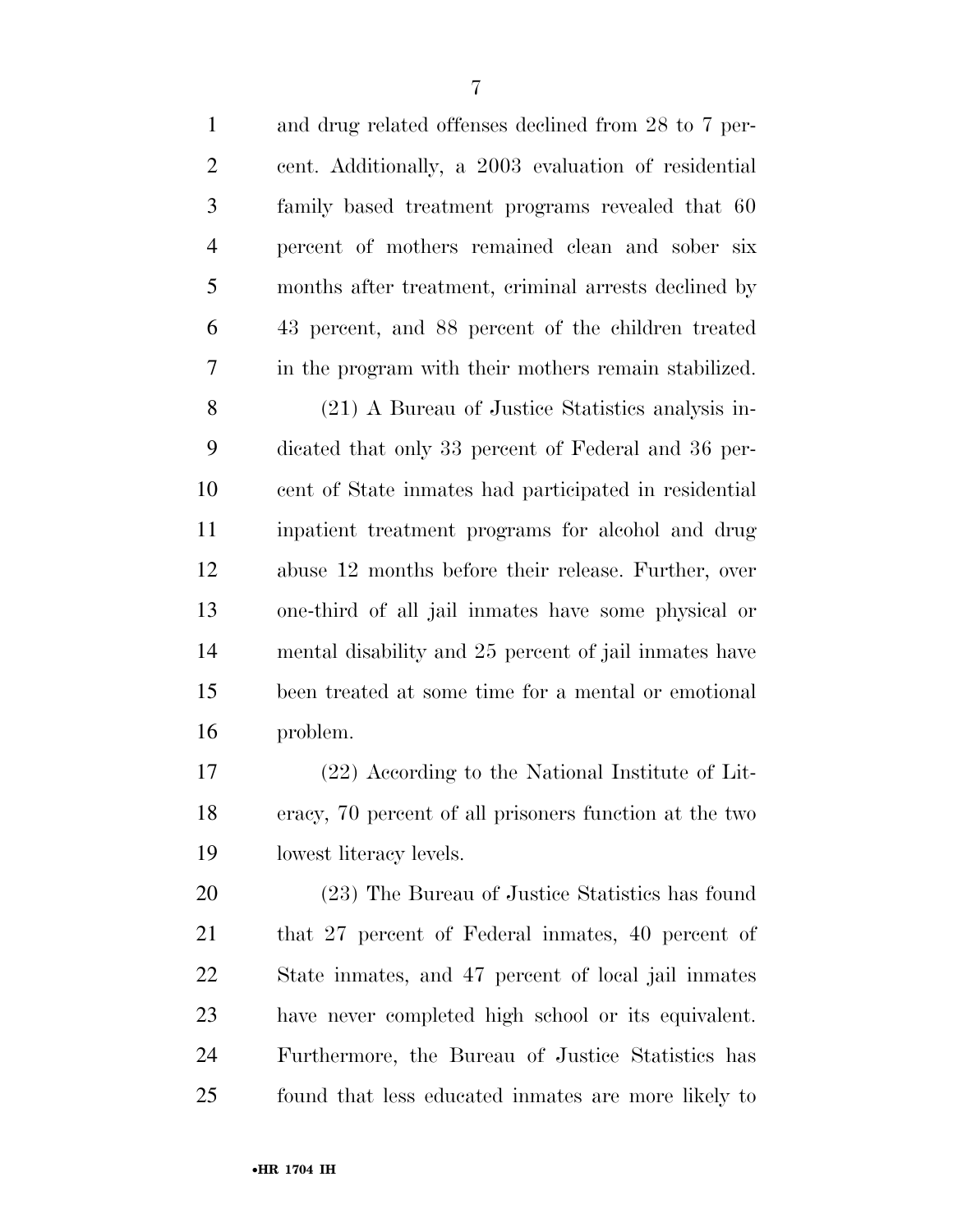and drug related offenses declined from 28 to 7 percent. Additionally, a 2003 evaluation of residential family based treatment programs revealed that 60 percent of mothers remained clean and sober six months after treatment, criminal arrests declined by 43 percent, and 88 percent of the children treated in the program with their mothers remain stabilized.

(21) A Bureau of Justice Statistics analysis indicated that only 33 percent of Federal and 36 percent of State inmates had participated in residential inpatient treatment programs for alcohol and drug abuse 12 months before their release. Further, over one-third of all jail inmates have some physical or mental disability and 25 percent of jail inmates have been treated at some time for a mental or emotional problem.

(22) According to the National Institute of Literacy, 70 percent of all prisoners function at the two lowest literacy levels.

(23) The Bureau of Justice Statistics has found that 27 percent of Federal inmates, 40 percent of State inmates, and 47 percent of local jail inmates have never completed high school or its equivalent. Furthermore, the Bureau of Justice Statistics has found that less educated inmates are more likely to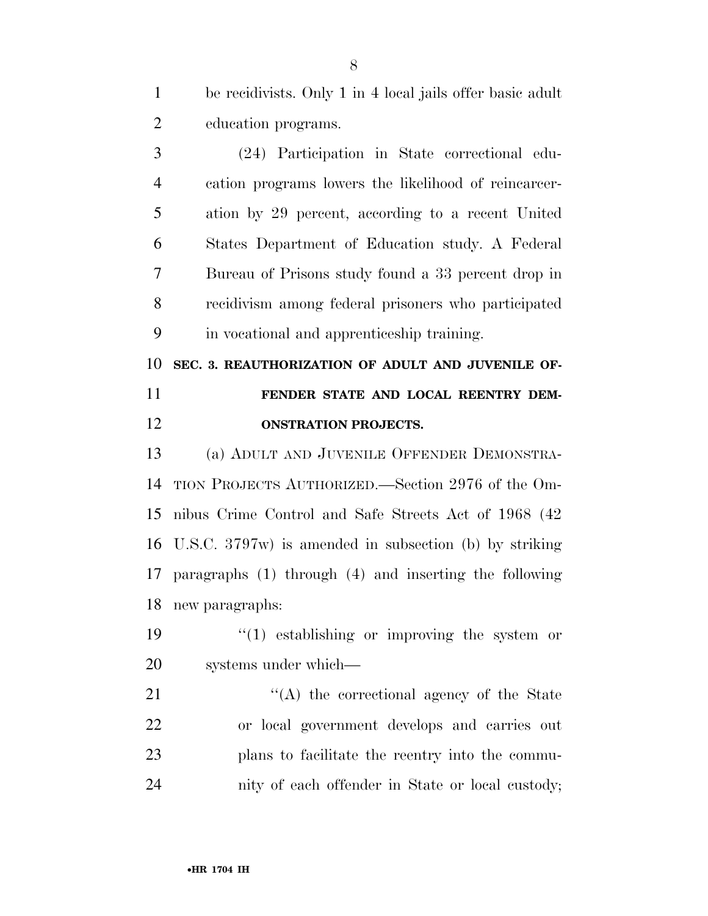be recidivists. Only 1 in 4 local jails offer basic adult education programs.

(24) Participation in State correctional education programs lowers the likelihood of reincarceration by 29 percent, according to a recent United States Department of Education study. A Federal Bureau of Prisons study found a 33 percent drop in recidivism among federal prisoners who participated in vocational and apprenticeship training.

## SEC. 3. REAUTHORIZATION OF ADULT AND JUVENILE OFFENDER STATE AND LOCAL REENTRY DEMONSTRATION PROJECTS.

(a) ADULT AND JUVENILE OFFENDER DEMONSTRATION PROJECTS AUTHORIZED.—Section 2976 of the Omnibus Crime Control and Safe Streets Act of 1968 (42 U.S.C. 3797w) is amended in subsection (b) by striking paragraphs (1) through (4) and inserting the following new paragraphs:

''(1) establishing or improving the system or systems under which—

''(A) the correctional agency of the State or local government develops and carries out plans to facilitate the reentry into the community of each offender in State or local custody;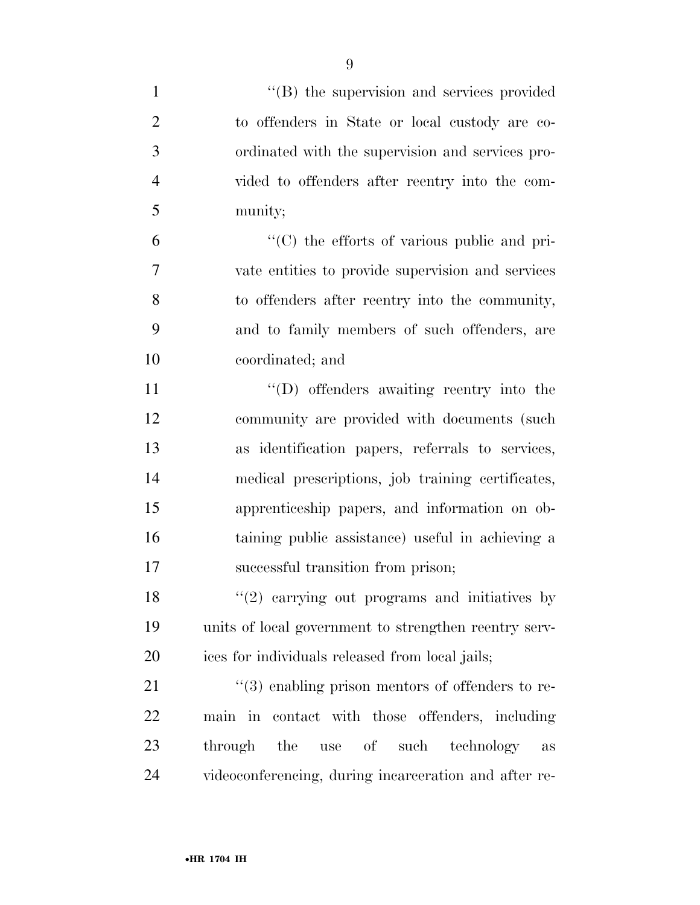''(B) the supervision and services provided to offenders in State or local custody are coordinated with the supervision and services provided to offenders after reentry into the community;

''(C) the efforts of various public and private entities to provide supervision and services to offenders after reentry into the community, and to family members of such offenders, are coordinated; and

''(D) offenders awaiting reentry into the community are provided with documents (such as identification papers, referrals to services, medical prescriptions, job training certificates, apprenticeship papers, and information on obtaining public assistance) useful in achieving a successful transition from prison;

''(2) carrying out programs and initiatives by units of local government to strengthen reentry services for individuals released from local jails;

''(3) enabling prison mentors of offenders to remain in contact with those offenders, including through the use of such technology as videoconferencing, during incarceration and after re-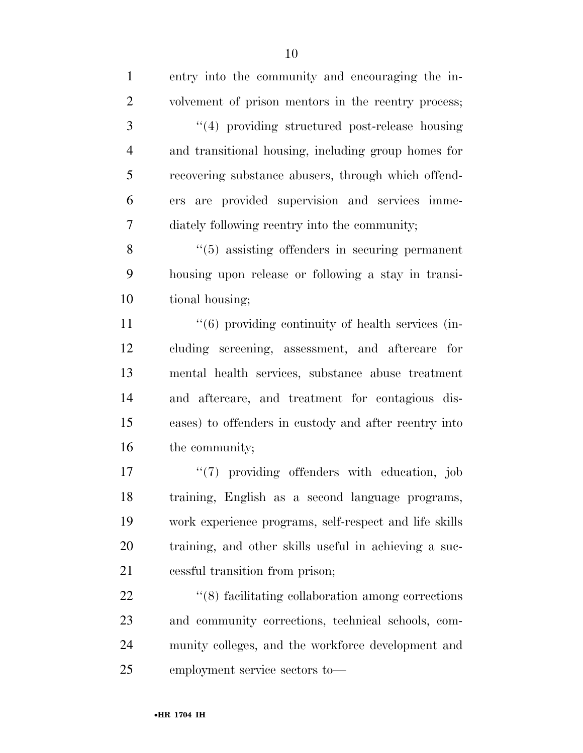entry into the community and encouraging the involvement of prison mentors in the reentry process;

''(4) providing structured post-release housing and transitional housing, including group homes for recovering substance abusers, through which offenders are provided supervision and services immediately following reentry into the community;

''(5) assisting offenders in securing permanent housing upon release or following a stay in transitional housing;

''(6) providing continuity of health services (including screening, assessment, and aftercare for mental health services, substance abuse treatment and aftercare, and treatment for contagious diseases) to offenders in custody and after reentry into the community;

''(7) providing offenders with education, job training, English as a second language programs, work experience programs, self-respect and life skills training, and other skills useful in achieving a successful transition from prison;

''(8) facilitating collaboration among corrections and community corrections, technical schools, community colleges, and the workforce development and employment service sectors to—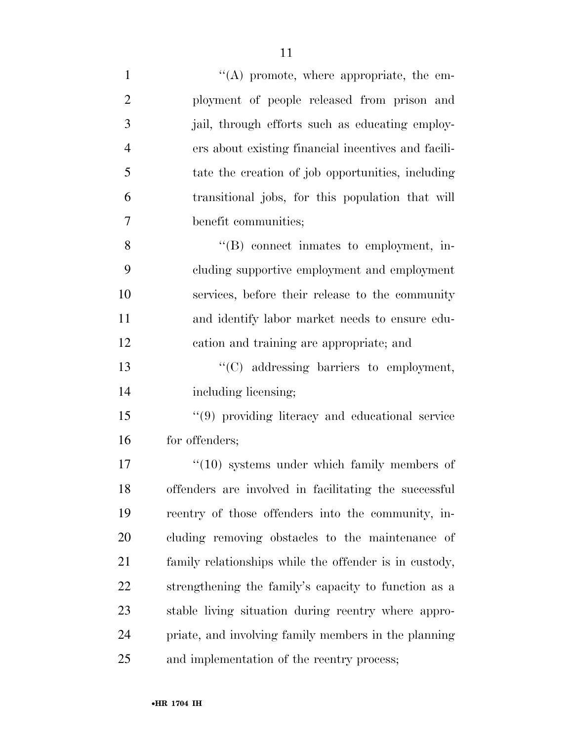''(A) promote, where appropriate, the employment of people released from prison and jail, through efforts such as educating employers about existing financial incentives and facilitate the creation of job opportunities, including transitional jobs, for this population that will benefit communities;

''(B) connect inmates to employment, including supportive employment and employment services, before their release to the community and identify labor market needs to ensure education and training are appropriate; and

''(C) addressing barriers to employment, including licensing;

''(9) providing literacy and educational service for offenders;

''(10) systems under which family members of offenders are involved in facilitating the successful reentry of those offenders into the community, including removing obstacles to the maintenance of family relationships while the offender is in custody, strengthening the family's capacity to function as a stable living situation during reentry where appropriate, and involving family members in the planning and implementation of the reentry process;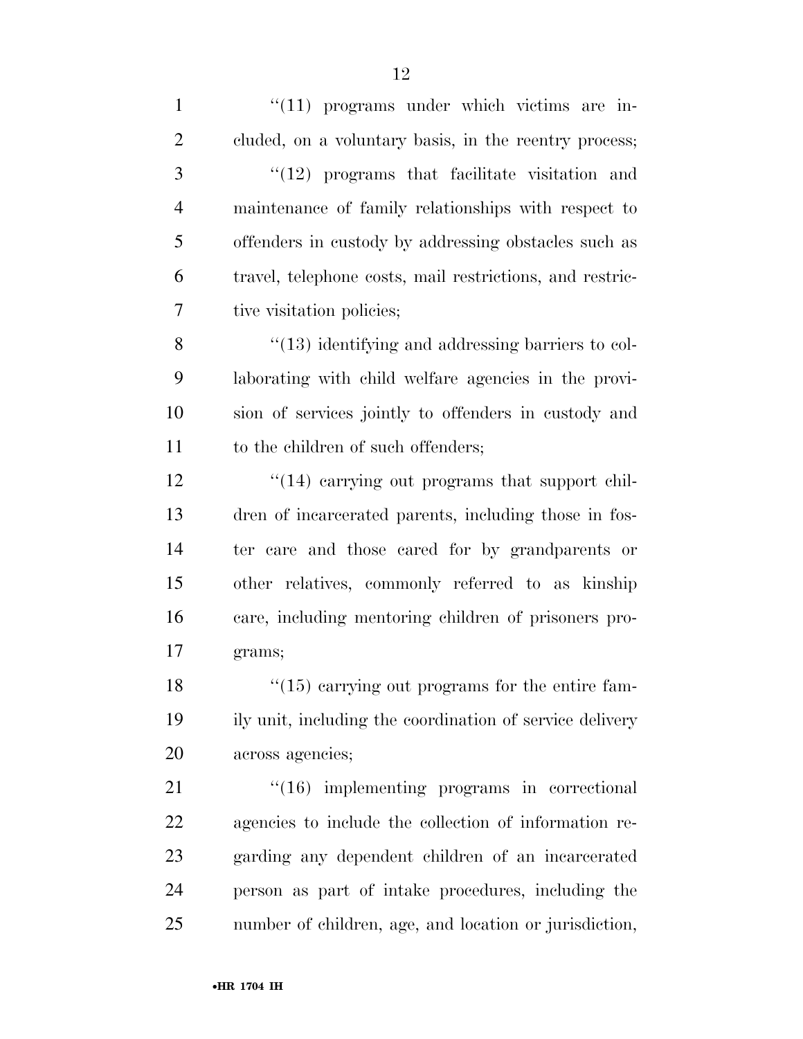''(11) programs under which victims are included, on a voluntary basis, in the reentry process;

''(12) programs that facilitate visitation and maintenance of family relationships with respect to offenders in custody by addressing obstacles such as travel, telephone costs, mail restrictions, and restrictive visitation policies;

''(13) identifying and addressing barriers to collaborating with child welfare agencies in the provision of services jointly to offenders in custody and to the children of such offenders;

''(14) carrying out programs that support children of incarcerated parents, including those in foster care and those cared for by grandparents or other relatives, commonly referred to as kinship care, including mentoring children of prisoners programs;

''(15) carrying out programs for the entire family unit, including the coordination of service delivery across agencies;

''(16) implementing programs in correctional agencies to include the collection of information regarding any dependent children of an incarcerated person as part of intake procedures, including the number of children, age, and location or jurisdiction,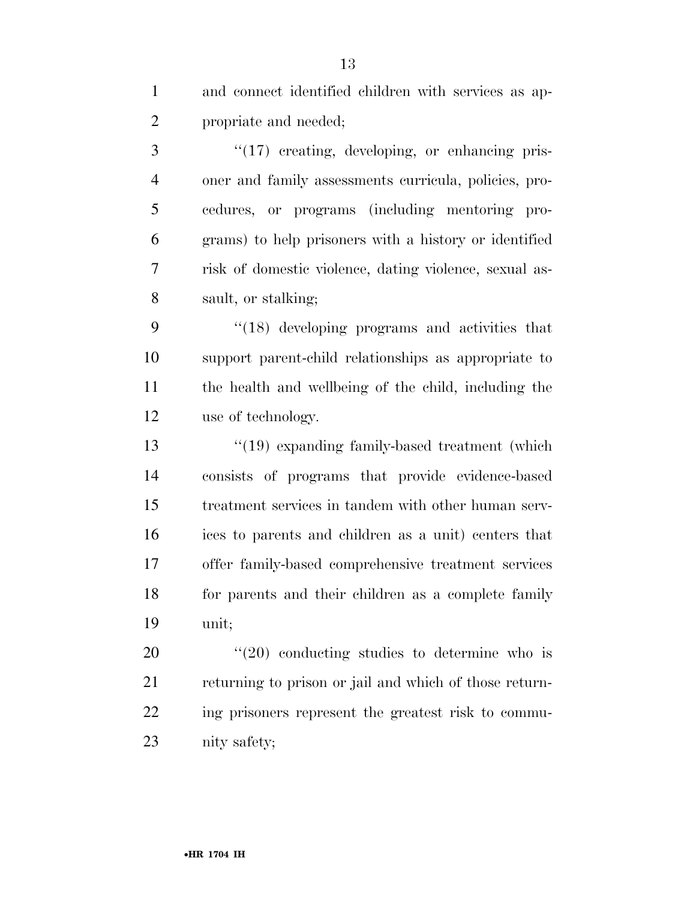and connect identified children with services as appropriate and needed;

''(17) creating, developing, or enhancing prisoner and family assessments curricula, policies, procedures, or programs (including mentoring programs) to help prisoners with a history or identified risk of domestic violence, dating violence, sexual assault, or stalking;

''(18) developing programs and activities that support parent-child relationships as appropriate to the health and wellbeing of the child, including the use of technology.

''(19) expanding family-based treatment (which consists of programs that provide evidence-based treatment services in tandem with other human services to parents and children as a unit) centers that offer family-based comprehensive treatment services for parents and their children as a complete family unit;

''(20) conducting studies to determine who is returning to prison or jail and which of those returning prisoners represent the greatest risk to community safety;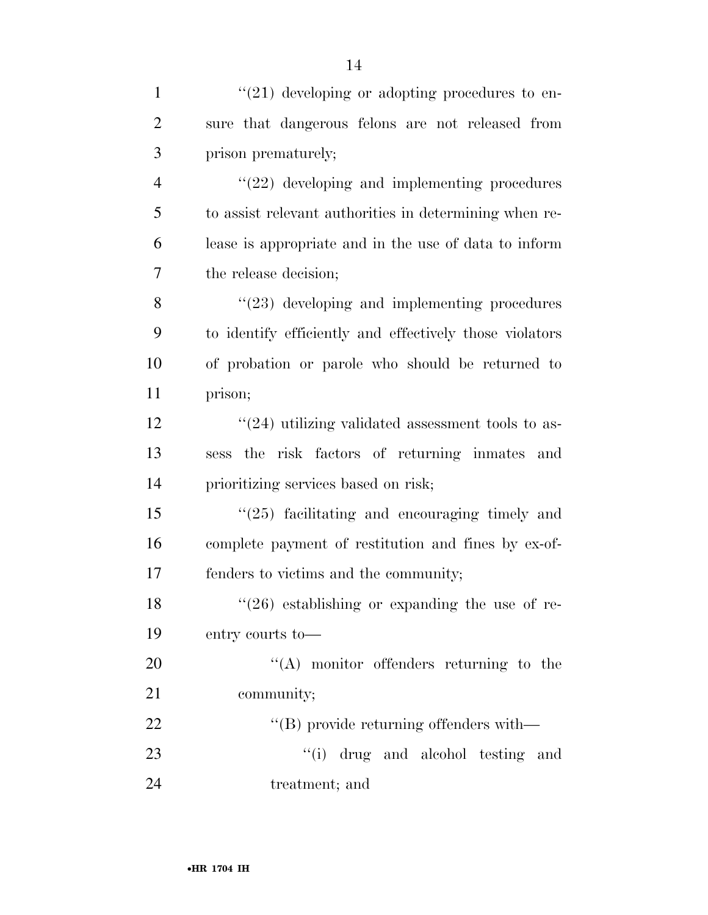''(21) developing or adopting procedures to ensure that dangerous felons are not released from prison prematurely;

''(22) developing and implementing procedures to assist relevant authorities in determining when release is appropriate and in the use of data to inform the release decision;

''(23) developing and implementing procedures to identify efficiently and effectively those violators of probation or parole who should be returned to prison;

''(24) utilizing validated assessment tools to assess the risk factors of returning inmates and prioritizing services based on risk;

''(25) facilitating and encouraging timely and complete payment of restitution and fines by ex-offenders to victims and the community;

''(26) establishing or expanding the use of reentry courts to—

''(A) monitor offenders returning to the community;

''(B) provide returning offenders with—

''(i) drug and alcohol testing and treatment; and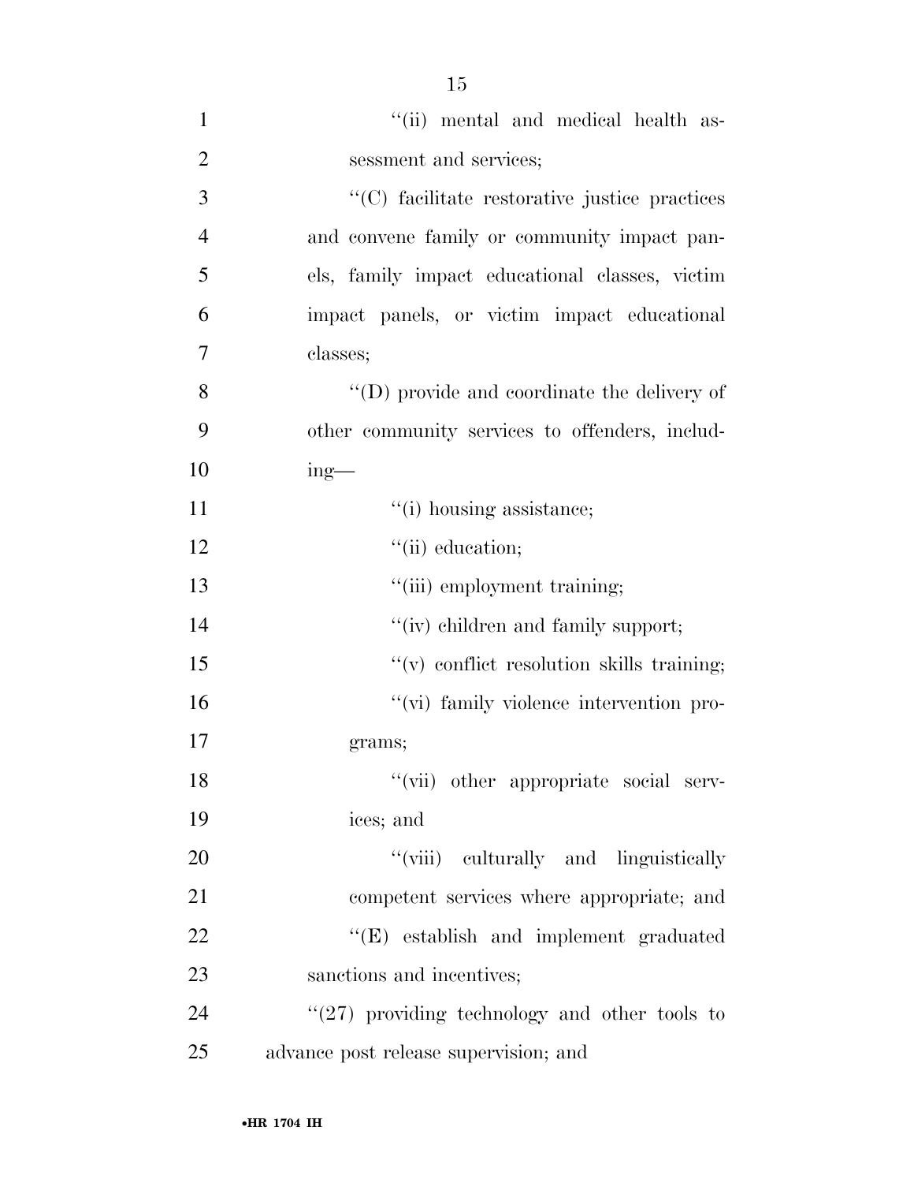''(ii) mental and medical health assessment and services;

''(C) facilitate restorative justice practices and convene family or community impact panels, family impact educational classes, victim impact panels, or victim impact educational classes;

''(D) provide and coordinate the delivery of other community services to offenders, including—

''(i) housing assistance;

''(ii) education;

''(iii) employment training;

''(iv) children and family support;

''(v) conflict resolution skills training;

''(vi) family violence intervention programs;

''(vii) other appropriate social services; and

''(viii) culturally and linguistically competent services where appropriate; and

''(E) establish and implement graduated sanctions and incentives;

''(27) providing technology and other tools to advance post release supervision; and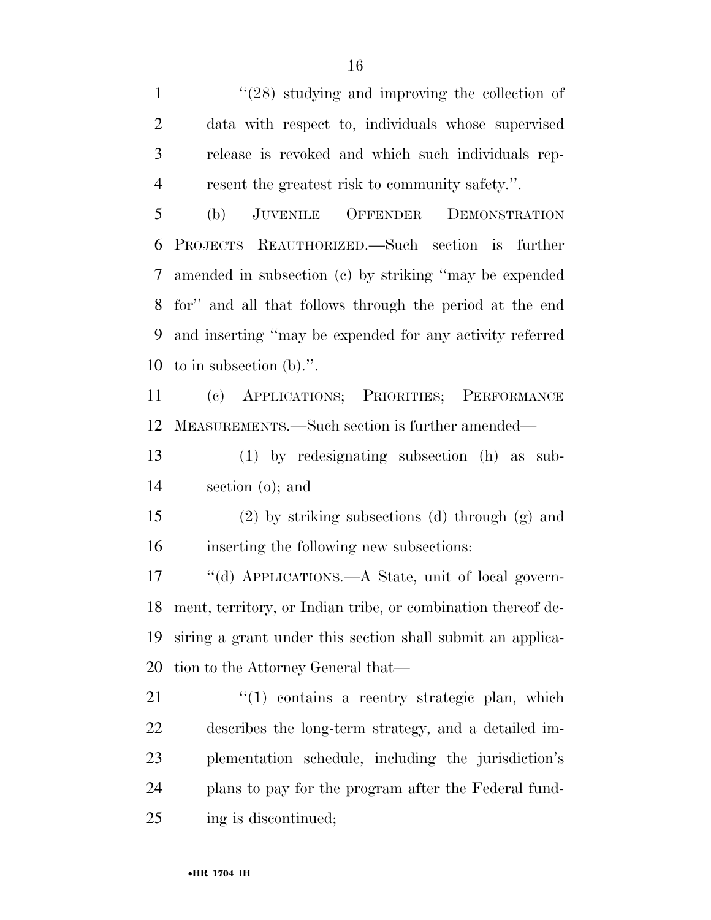"(28) studying and improving the collection of data with respect to, individuals whose supervised release is revoked and which such individuals represent the greatest risk to community safety.".

(b) JUVENILE OFFENDER DEMONSTRATION PROJECTS REAUTHORIZED.—Such section is further amended in subsection (c) by striking "may be expended for" and all that follows through the period at the end and inserting "may be expended for any activity referred to in subsection (b).".

(c) APPLICATIONS; PRIORITIES; PERFORMANCE MEASUREMENTS.—Such section is further amended—

(1) by redesignating subsection (h) as subsection (o); and

(2) by striking subsections (d) through (g) and inserting the following new subsections:

"(d) APPLICATIONS.—A State, unit of local government, territory, or Indian tribe, or combination thereof desiring a grant under this section shall submit an application to the Attorney General that—

"(1) contains a reentry strategic plan, which describes the long-term strategy, and a detailed implementation schedule, including the jurisdiction's plans to pay for the program after the Federal funding is discontinued;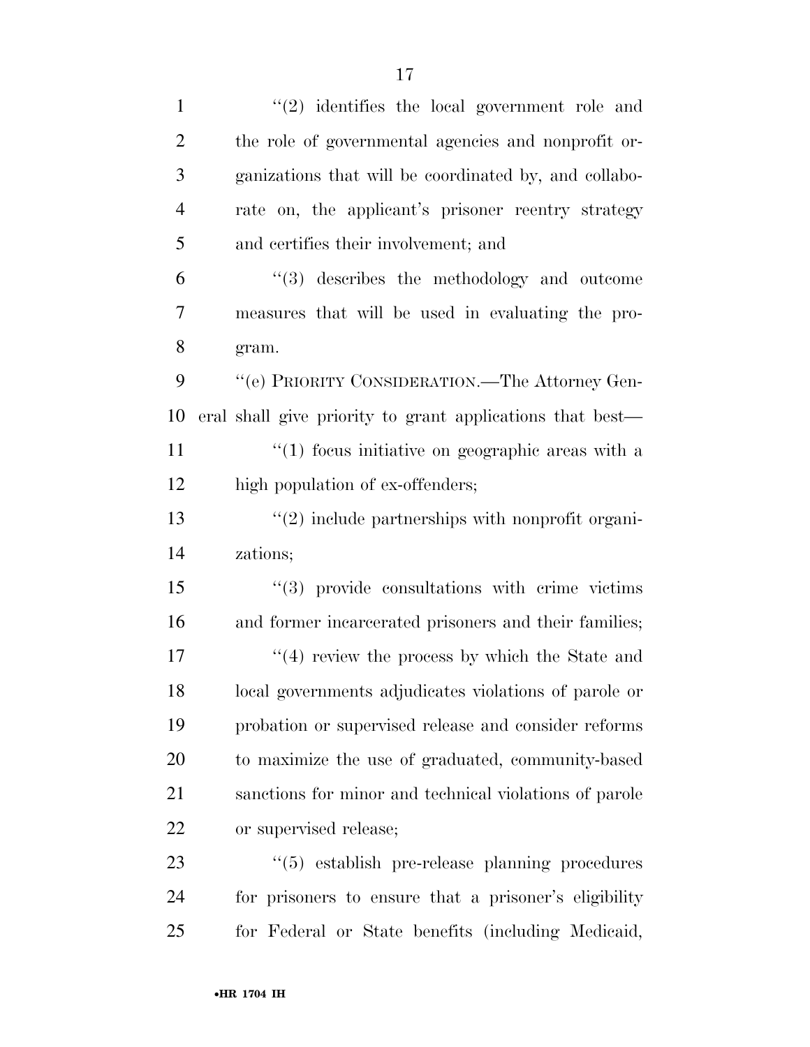''(2) identifies the local government role and the role of governmental agencies and nonprofit organizations that will be coordinated by, and collaborate on, the applicant's prisoner reentry strategy and certifies their involvement; and

''(3) describes the methodology and outcome measures that will be used in evaluating the program.

''(e) PRIORITY CONSIDERATION.—The Attorney General shall give priority to grant applications that best—

''(1) focus initiative on geographic areas with a high population of ex-offenders;

''(2) include partnerships with nonprofit organizations;

''(3) provide consultations with crime victims and former incarcerated prisoners and their families;

''(4) review the process by which the State and local governments adjudicates violations of parole or probation or supervised release and consider reforms to maximize the use of graduated, community-based sanctions for minor and technical violations of parole or supervised release;

''(5) establish pre-release planning procedures for prisoners to ensure that a prisoner's eligibility for Federal or State benefits (including Medicaid,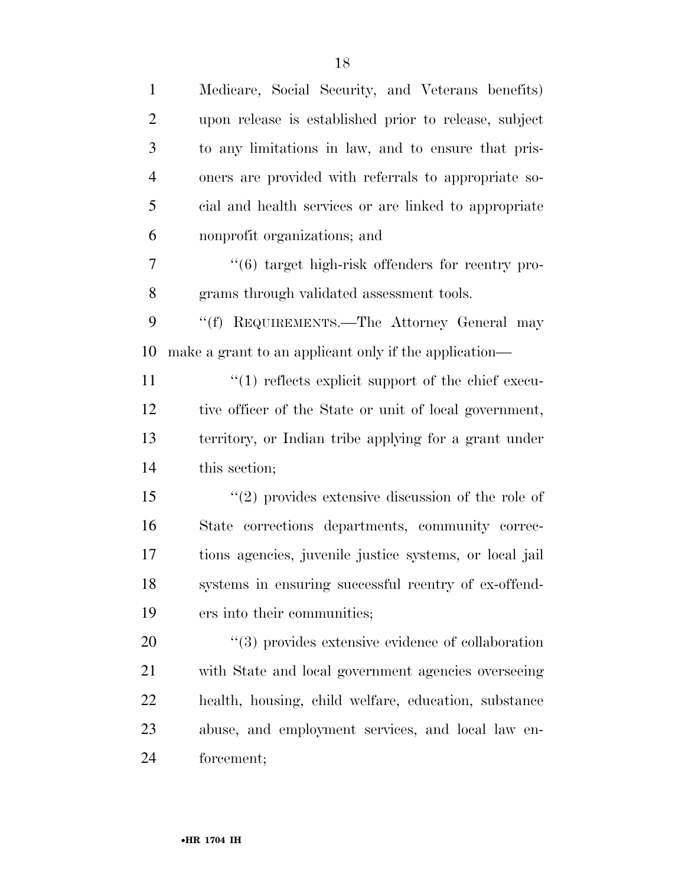Medicare, Social Security, and Veterans benefits) upon release is established prior to release, subject to any limitations in law, and to ensure that prisoners are provided with referrals to appropriate social and health services or are linked to appropriate nonprofit organizations; and

''(6) target high-risk offenders for reentry programs through validated assessment tools.

''(f) REQUIREMENTS.—The Attorney General may make a grant to an applicant only if the application—

''(1) reflects explicit support of the chief executive officer of the State or unit of local government, territory, or Indian tribe applying for a grant under this section;

''(2) provides extensive discussion of the role of State corrections departments, community corrections agencies, juvenile justice systems, or local jail systems in ensuring successful reentry of ex-offenders into their communities;

''(3) provides extensive evidence of collaboration with State and local government agencies overseeing health, housing, child welfare, education, substance abuse, and employment services, and local law enforcement;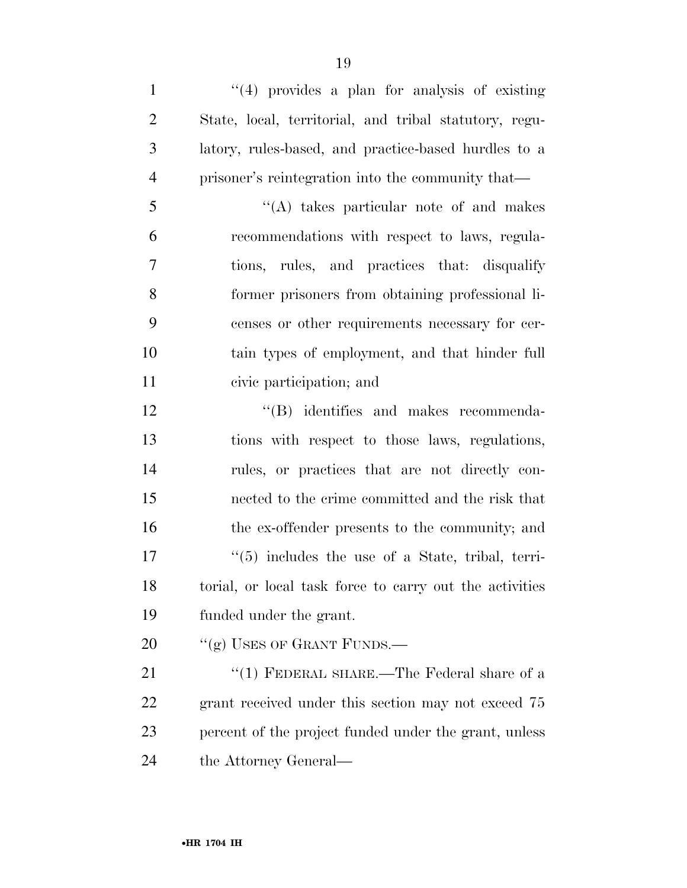''(4) provides a plan for analysis of existing State, local, territorial, and tribal statutory, regulatory, rules-based, and practice-based hurdles to a prisoner's reintegration into the community that—

''(A) takes particular note of and makes recommendations with respect to laws, regulations, rules, and practices that: disqualify former prisoners from obtaining professional licenses or other requirements necessary for certain types of employment, and that hinder full civic participation; and

''(B) identifies and makes recommendations with respect to those laws, regulations, rules, or practices that are not directly connected to the crime committed and the risk that the ex-offender presents to the community; and

''(5) includes the use of a State, tribal, territorial, or local task force to carry out the activities funded under the grant.

''(g) USES OF GRANT FUNDS.—

''(1) FEDERAL SHARE.—The Federal share of a grant received under this section may not exceed 75 percent of the project funded under the grant, unless the Attorney General—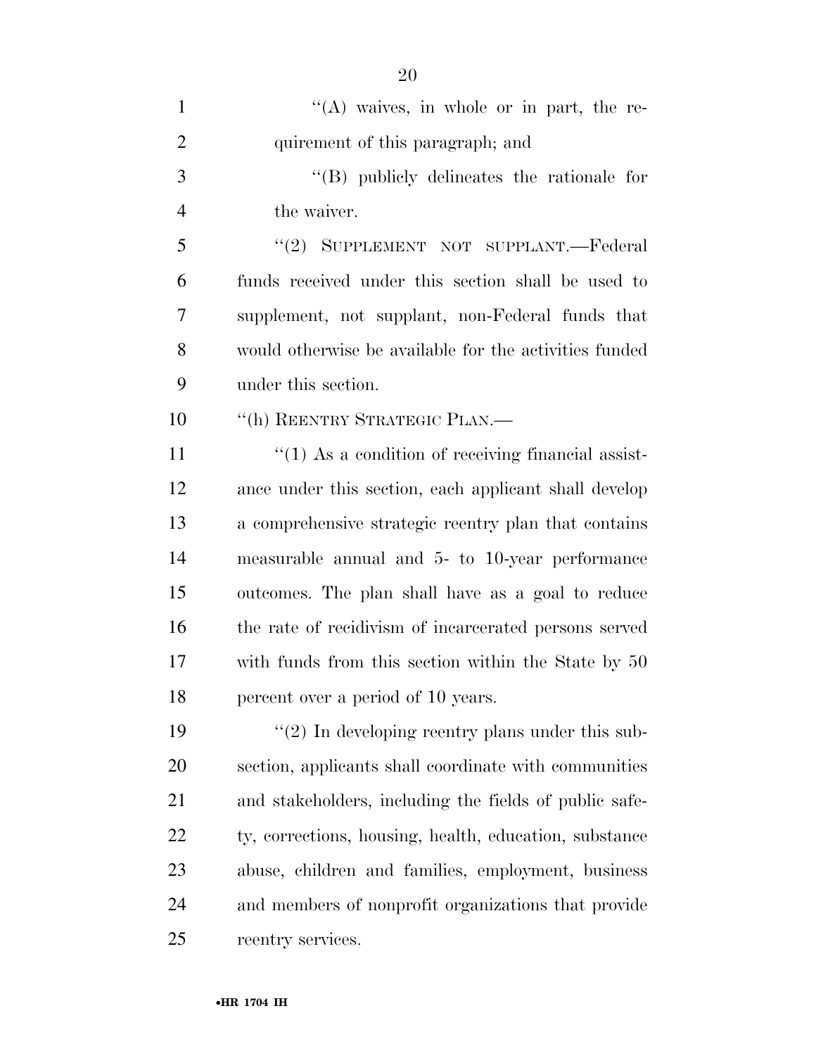"(A) waives, in whole or in part, the requirement of this paragraph; and

"(B) publicly delineates the rationale for the waiver.

"(2) SUPPLEMENT NOT SUPPLANT.—Federal funds received under this section shall be used to supplement, not supplant, non-Federal funds that would otherwise be available for the activities funded under this section.

"(h) REENTRY STRATEGIC PLAN.—

"(1) As a condition of receiving financial assistance under this section, each applicant shall develop a comprehensive strategic reentry plan that contains measurable annual and 5- to 10-year performance outcomes. The plan shall have as a goal to reduce the rate of recidivism of incarcerated persons served with funds from this section within the State by 50 percent over a period of 10 years.

"(2) In developing reentry plans under this subsection, applicants shall coordinate with communities and stakeholders, including the fields of public safety, corrections, housing, health, education, substance abuse, children and families, employment, business and members of nonprofit organizations that provide reentry services.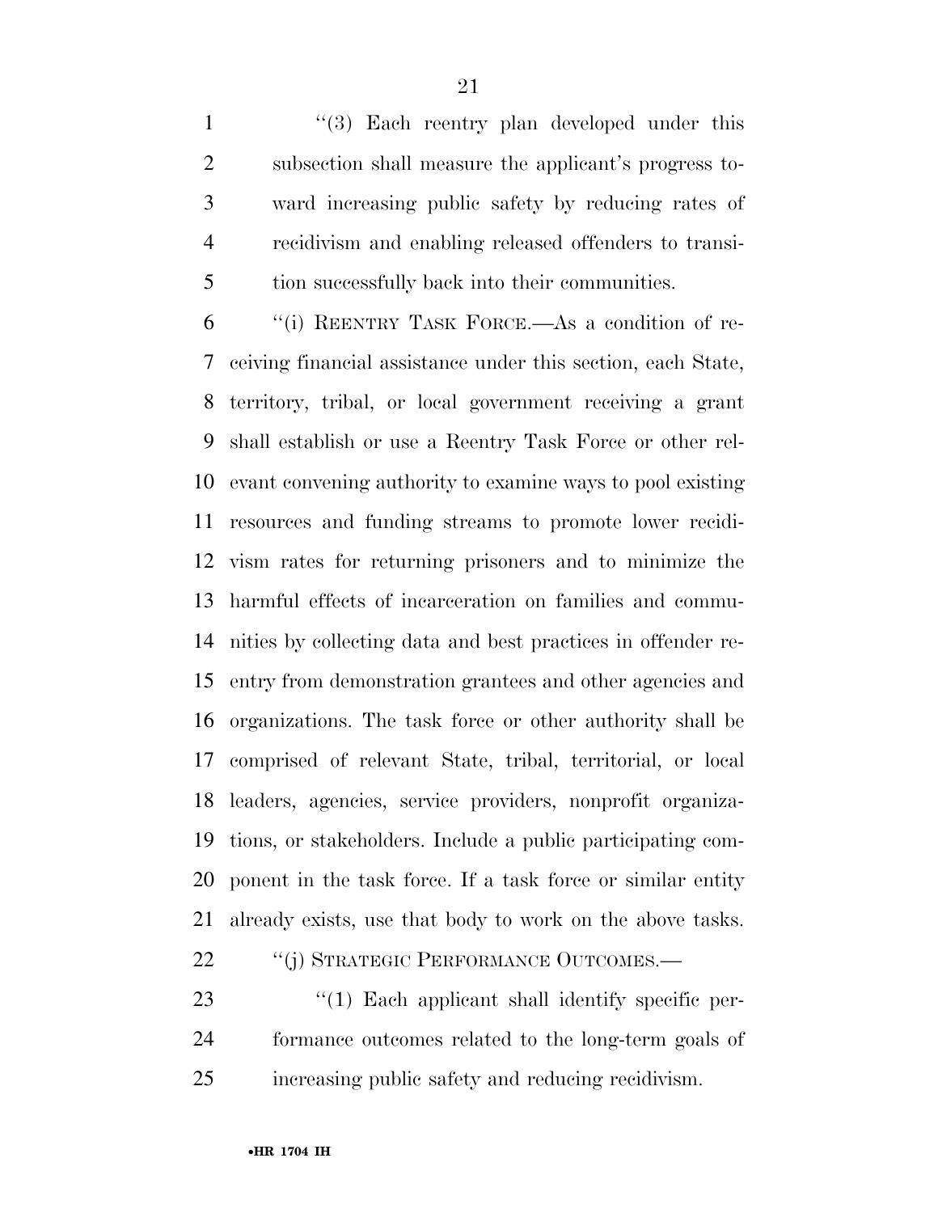"(3) Each reentry plan developed under this subsection shall measure the applicant's progress toward increasing public safety by reducing rates of recidivism and enabling released offenders to transition successfully back into their communities.

"(i) REENTRY TASK FORCE.—As a condition of receiving financial assistance under this section, each State, territory, tribal, or local government receiving a grant shall establish or use a Reentry Task Force or other relevant convening authority to examine ways to pool existing resources and funding streams to promote lower recidivism rates for returning prisoners and to minimize the harmful effects of incarceration on families and communities by collecting data and best practices in offender reentry from demonstration grantees and other agencies and organizations. The task force or other authority shall be comprised of relevant State, tribal, territorial, or local leaders, agencies, service providers, nonprofit organizations, or stakeholders. Include a public participating component in the task force. If a task force or similar entity already exists, use that body to work on the above tasks.

"(j) STRATEGIC PERFORMANCE OUTCOMES.—

"(1) Each applicant shall identify specific performance outcomes related to the long-term goals of increasing public safety and reducing recidivism.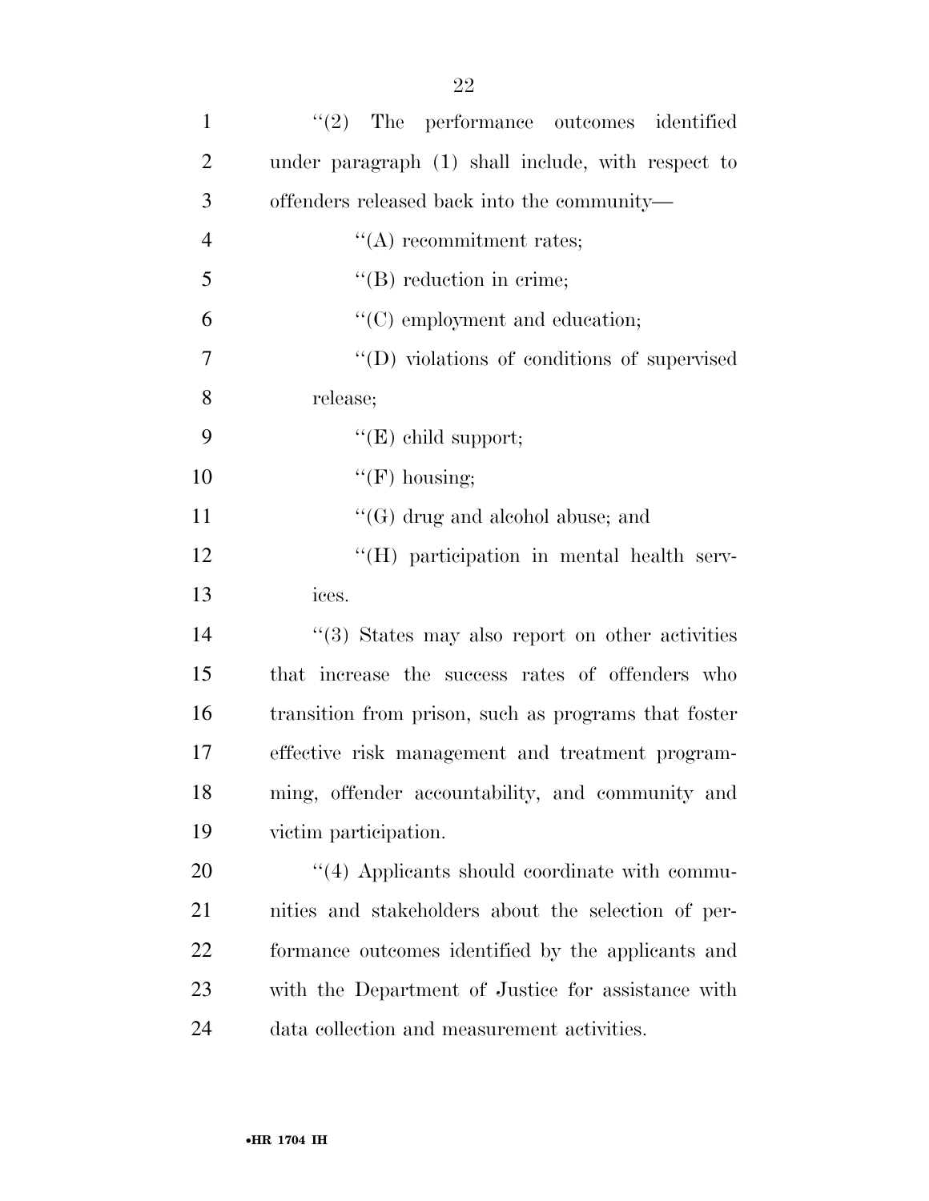''(2) The performance outcomes identified under paragraph (1) shall include, with respect to offenders released back into the community—

''(A) recommitment rates;

''(B) reduction in crime;

''(C) employment and education;

''(D) violations of conditions of supervised release;

''(E) child support;

''(F) housing;

''(G) drug and alcohol abuse; and

''(H) participation in mental health services.

''(3) States may also report on other activities that increase the success rates of offenders who transition from prison, such as programs that foster effective risk management and treatment programming, offender accountability, and community and victim participation.

''(4) Applicants should coordinate with communities and stakeholders about the selection of performance outcomes identified by the applicants and with the Department of Justice for assistance with data collection and measurement activities.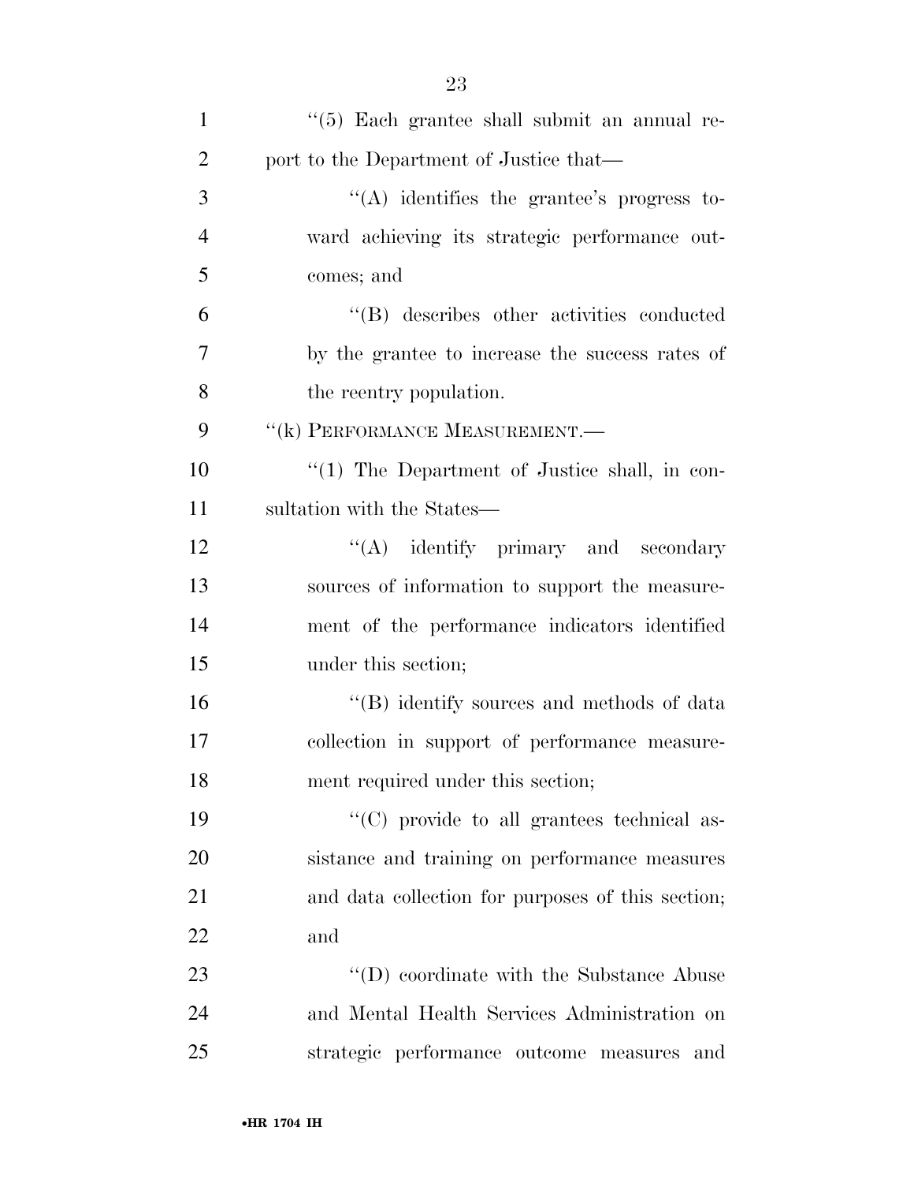''(5) Each grantee shall submit an annual report to the Department of Justice that—

''(A) identifies the grantee's progress toward achieving its strategic performance outcomes; and

''(B) describes other activities conducted by the grantee to increase the success rates of the reentry population.

''(k) PERFORMANCE MEASUREMENT.—

''(1) The Department of Justice shall, in consultation with the States—

''(A) identify primary and secondary sources of information to support the measurement of the performance indicators identified under this section;

''(B) identify sources and methods of data collection in support of performance measurement required under this section;

''(C) provide to all grantees technical assistance and training on performance measures and data collection for purposes of this section; and

''(D) coordinate with the Substance Abuse and Mental Health Services Administration on strategic performance outcome measures and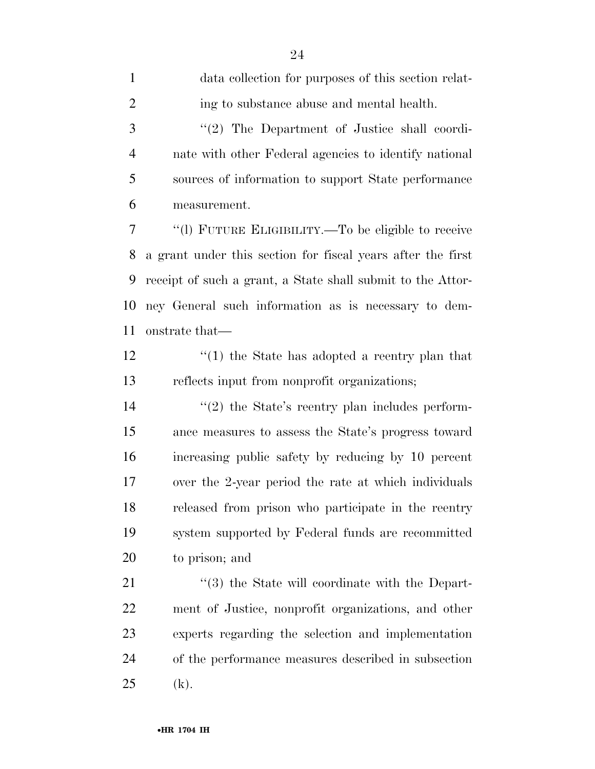data collection for purposes of this section relating to substance abuse and mental health.

''(2) The Department of Justice shall coordinate with other Federal agencies to identify national sources of information to support State performance measurement.

''(l) FUTURE ELIGIBILITY.—To be eligible to receive a grant under this section for fiscal years after the first receipt of such a grant, a State shall submit to the Attorney General such information as is necessary to demonstrate that—

''(1) the State has adopted a reentry plan that reflects input from nonprofit organizations;

''(2) the State's reentry plan includes performance measures to assess the State's progress toward increasing public safety by reducing by 10 percent over the 2-year period the rate at which individuals released from prison who participate in the reentry system supported by Federal funds are recommitted to prison; and

''(3) the State will coordinate with the Department of Justice, nonprofit organizations, and other experts regarding the selection and implementation of the performance measures described in subsection (k).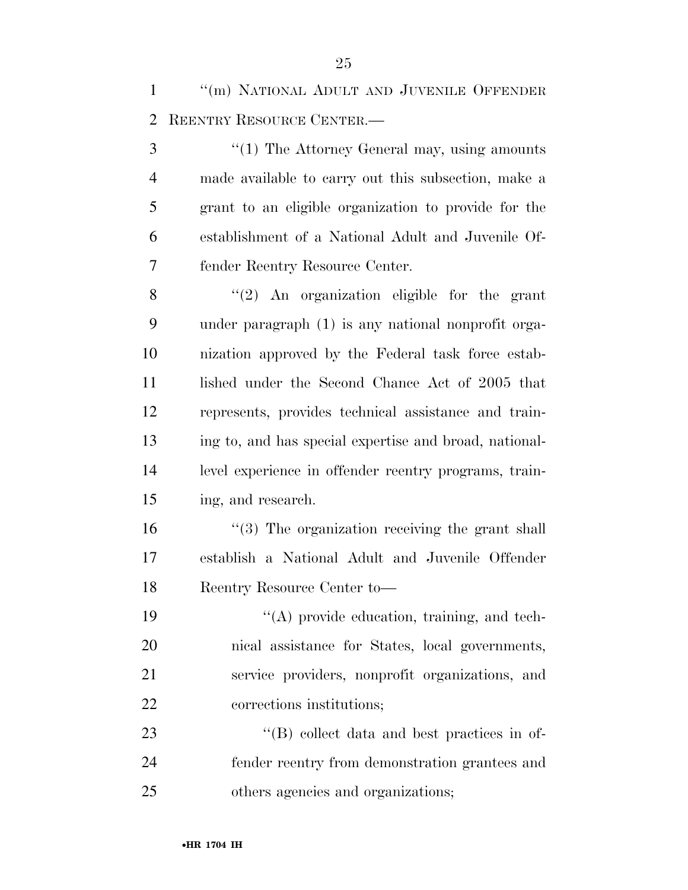"(m) NATIONAL ADULT AND JUVENILE OFFENDER REENTRY RESOURCE CENTER.—

"(1) The Attorney General may, using amounts made available to carry out this subsection, make a grant to an eligible organization to provide for the establishment of a National Adult and Juvenile Offender Reentry Resource Center.

"(2) An organization eligible for the grant under paragraph (1) is any national nonprofit organization approved by the Federal task force established under the Second Chance Act of 2005 that represents, provides technical assistance and training to, and has special expertise and broad, national-level experience in offender reentry programs, training, and research.

"(3) The organization receiving the grant shall establish a National Adult and Juvenile Offender Reentry Resource Center to—

"(A) provide education, training, and technical assistance for States, local governments, service providers, nonprofit organizations, and corrections institutions;

"(B) collect data and best practices in offender reentry from demonstration grantees and others agencies and organizations;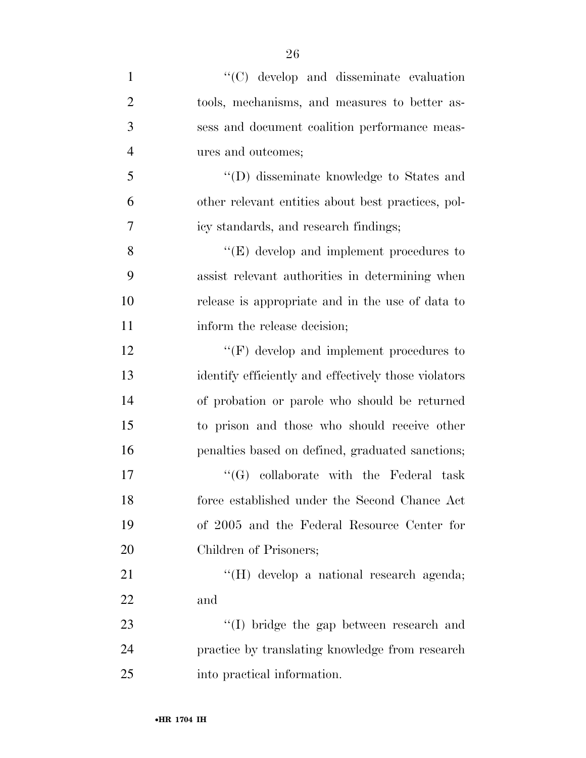''(C) develop and disseminate evaluation tools, mechanisms, and measures to better assess and document coalition performance measures and outcomes;

''(D) disseminate knowledge to States and other relevant entities about best practices, policy standards, and research findings;

''(E) develop and implement procedures to assist relevant authorities in determining when release is appropriate and in the use of data to inform the release decision;

''(F) develop and implement procedures to identify efficiently and effectively those violators of probation or parole who should be returned to prison and those who should receive other penalties based on defined, graduated sanctions;

''(G) collaborate with the Federal task force established under the Second Chance Act of 2005 and the Federal Resource Center for Children of Prisoners;

''(H) develop a national research agenda; and

''(I) bridge the gap between research and practice by translating knowledge from research into practical information.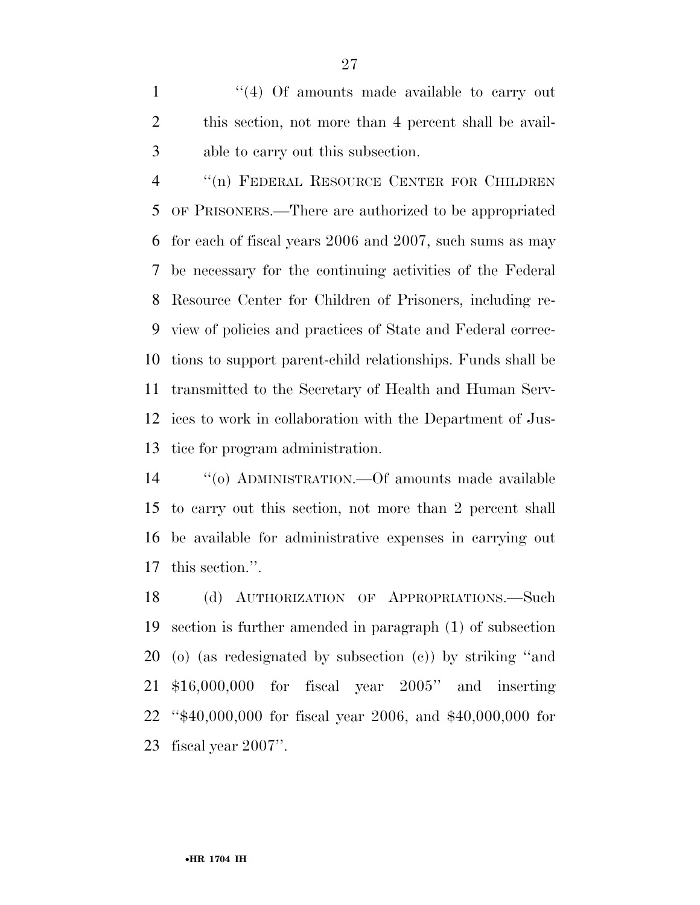''(4) Of amounts made available to carry out this section, not more than 4 percent shall be available to carry out this subsection.

''(n) FEDERAL RESOURCE CENTER FOR CHILDREN OF PRISONERS.—There are authorized to be appropriated for each of fiscal years 2006 and 2007, such sums as may be necessary for the continuing activities of the Federal Resource Center for Children of Prisoners, including review of policies and practices of State and Federal corrections to support parent-child relationships. Funds shall be transmitted to the Secretary of Health and Human Services to work in collaboration with the Department of Justice for program administration.

''(o) ADMINISTRATION.—Of amounts made available to carry out this section, not more than 2 percent shall be available for administrative expenses in carrying out this section.''.

(d) AUTHORIZATION OF APPROPRIATIONS.—Such section is further amended in paragraph (1) of subsection (o) (as redesignated by subsection (c)) by striking ''and $16,000,000 for fiscal year 2005'' and inserting ''$40,000,000 for fiscal year 2006, and $40,000,000 for fiscal year 2007''.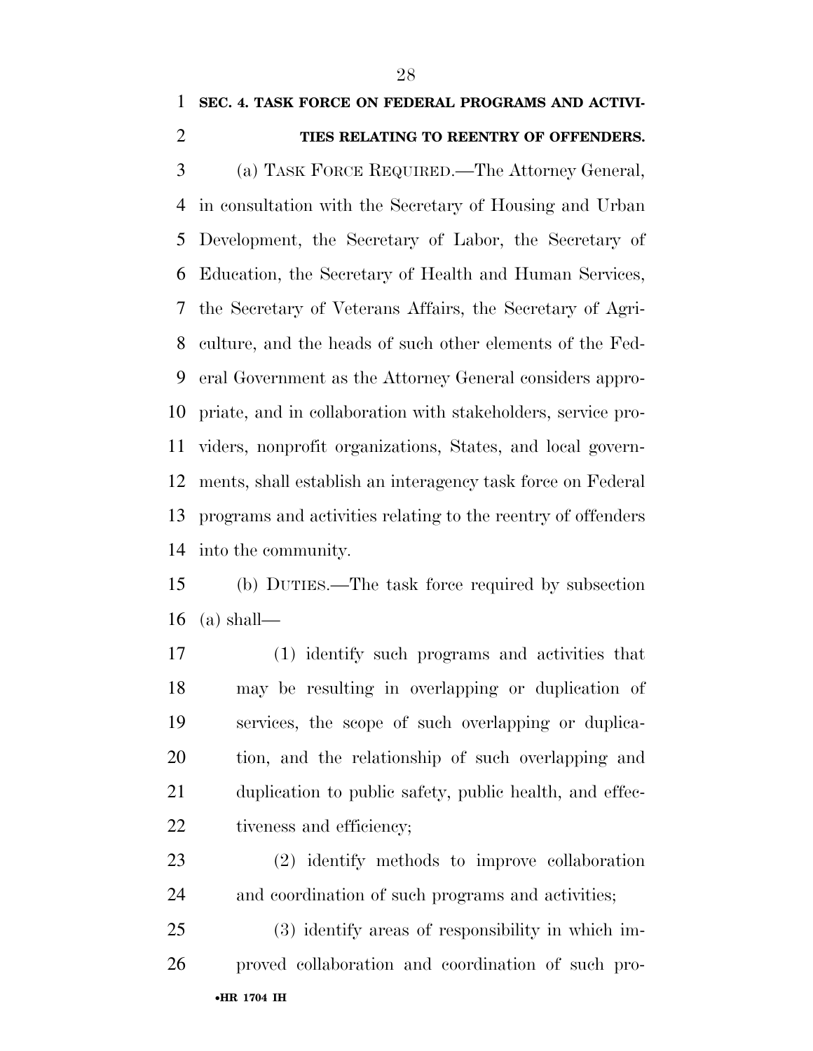**SEC. 4. TASK FORCE ON FEDERAL PROGRAMS AND ACTIVITIES RELATING TO REENTRY OF OFFENDERS.**

(a) TASK FORCE REQUIRED.—The Attorney General, in consultation with the Secretary of Housing and Urban Development, the Secretary of Labor, the Secretary of Education, the Secretary of Health and Human Services, the Secretary of Veterans Affairs, the Secretary of Agriculture, and the heads of such other elements of the Federal Government as the Attorney General considers appropriate, and in collaboration with stakeholders, service providers, nonprofit organizations, States, and local governments, shall establish an interagency task force on Federal programs and activities relating to the reentry of offenders into the community.

(b) DUTIES.—The task force required by subsection (a) shall—

(1) identify such programs and activities that may be resulting in overlapping or duplication of services, the scope of such overlapping or duplication, and the relationship of such overlapping and duplication to public safety, public health, and effectiveness and efficiency;

(2) identify methods to improve collaboration and coordination of such programs and activities;

(3) identify areas of responsibility in which improved collaboration and coordination of such pro-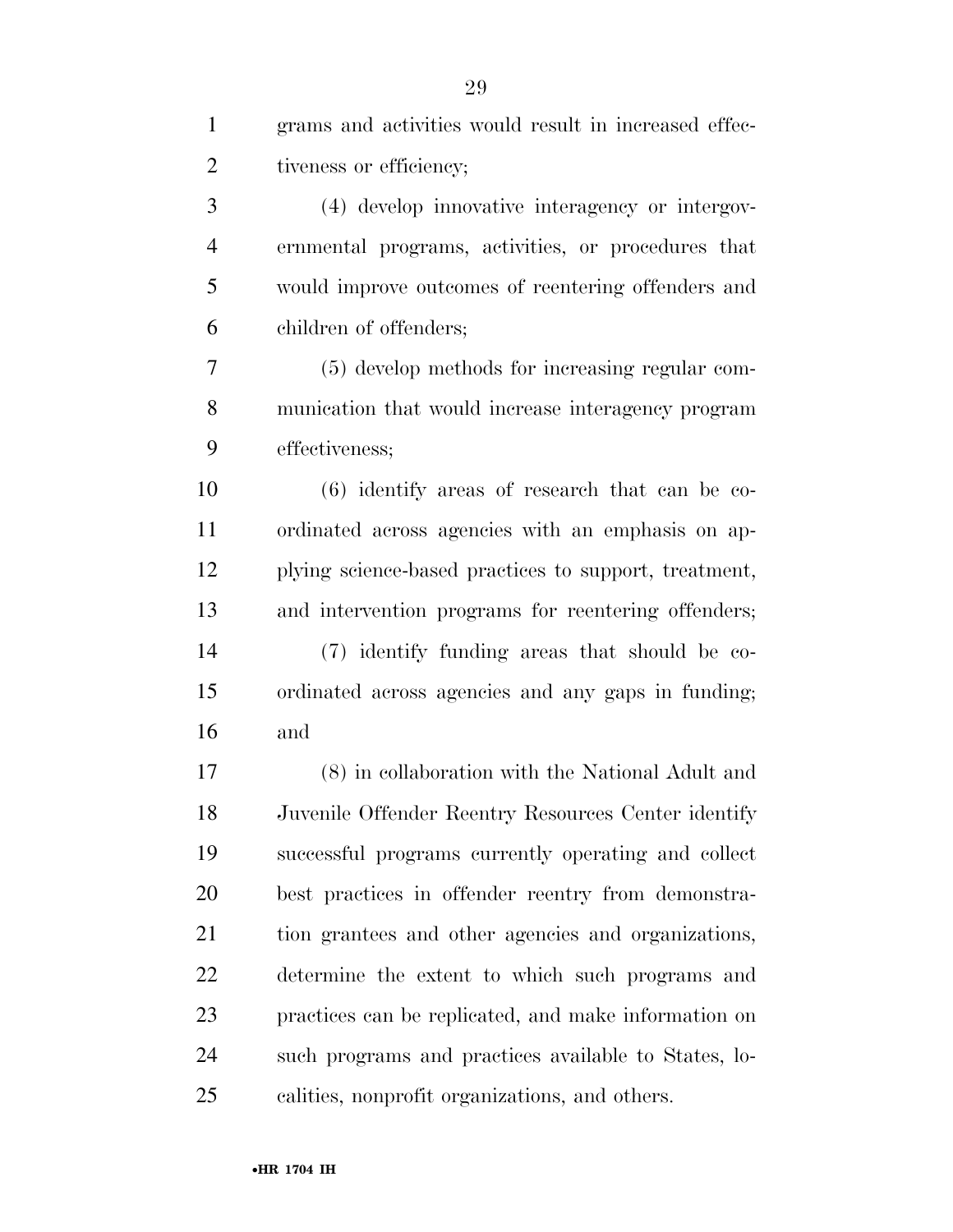grams and activities would result in increased effectiveness or efficiency;

(4) develop innovative interagency or intergovernmental programs, activities, or procedures that would improve outcomes of reentering offenders and children of offenders;

(5) develop methods for increasing regular communication that would increase interagency program effectiveness;

(6) identify areas of research that can be coordinated across agencies with an emphasis on applying science-based practices to support, treatment, and intervention programs for reentering offenders;

(7) identify funding areas that should be coordinated across agencies and any gaps in funding; and

(8) in collaboration with the National Adult and Juvenile Offender Reentry Resources Center identify successful programs currently operating and collect best practices in offender reentry from demonstration grantees and other agencies and organizations, determine the extent to which such programs and practices can be replicated, and make information on such programs and practices available to States, localities, nonprofit organizations, and others.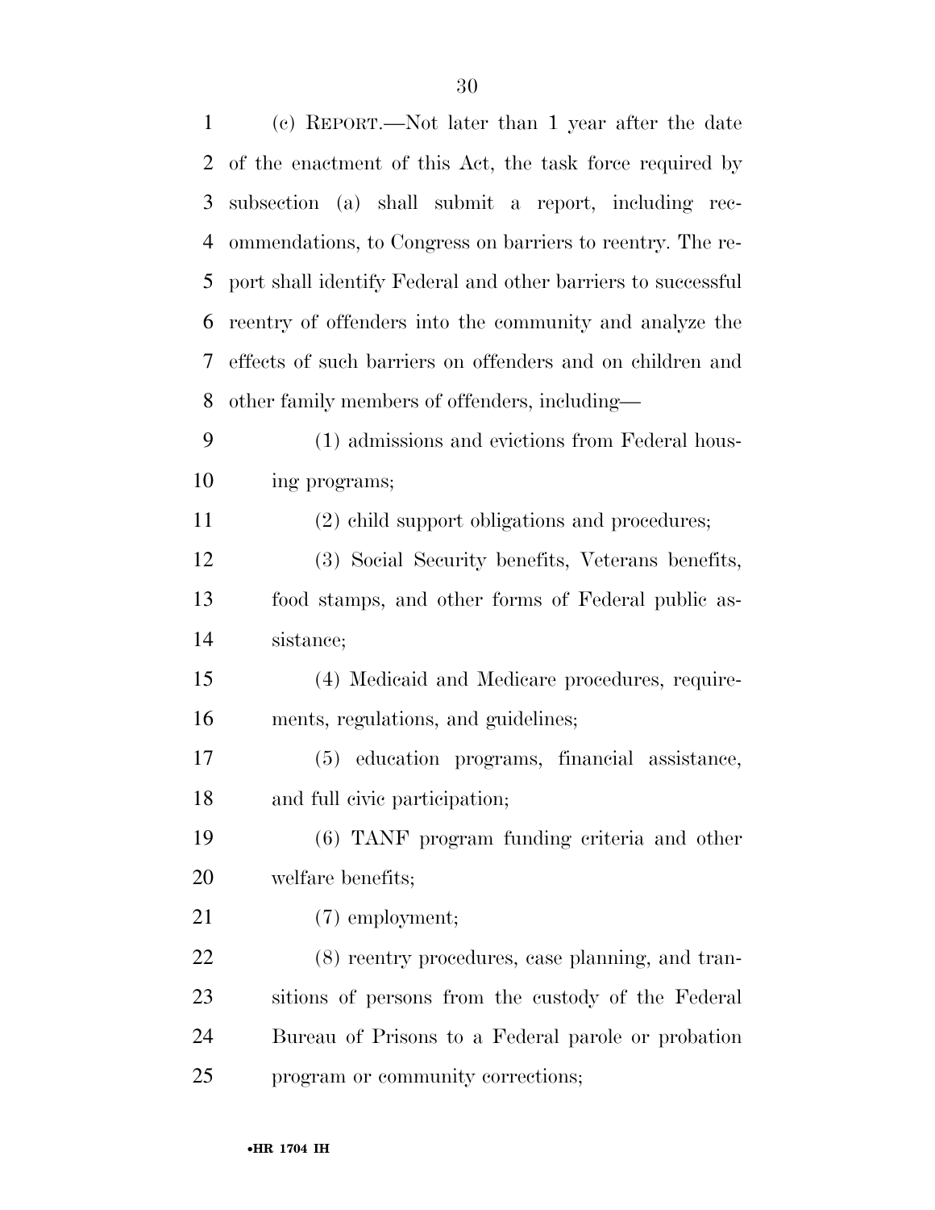(c) REPORT.—Not later than 1 year after the date of the enactment of this Act, the task force required by subsection (a) shall submit a report, including recommendations, to Congress on barriers to reentry. The report shall identify Federal and other barriers to successful reentry of offenders into the community and analyze the effects of such barriers on offenders and on children and other family members of offenders, including—

(1) admissions and evictions from Federal housing programs;

(2) child support obligations and procedures;

(3) Social Security benefits, Veterans benefits, food stamps, and other forms of Federal public assistance;

(4) Medicaid and Medicare procedures, requirements, regulations, and guidelines;

(5) education programs, financial assistance, and full civic participation;

(6) TANF program funding criteria and other welfare benefits;

(7) employment;

(8) reentry procedures, case planning, and transitions of persons from the custody of the Federal Bureau of Prisons to a Federal parole or probation program or community corrections;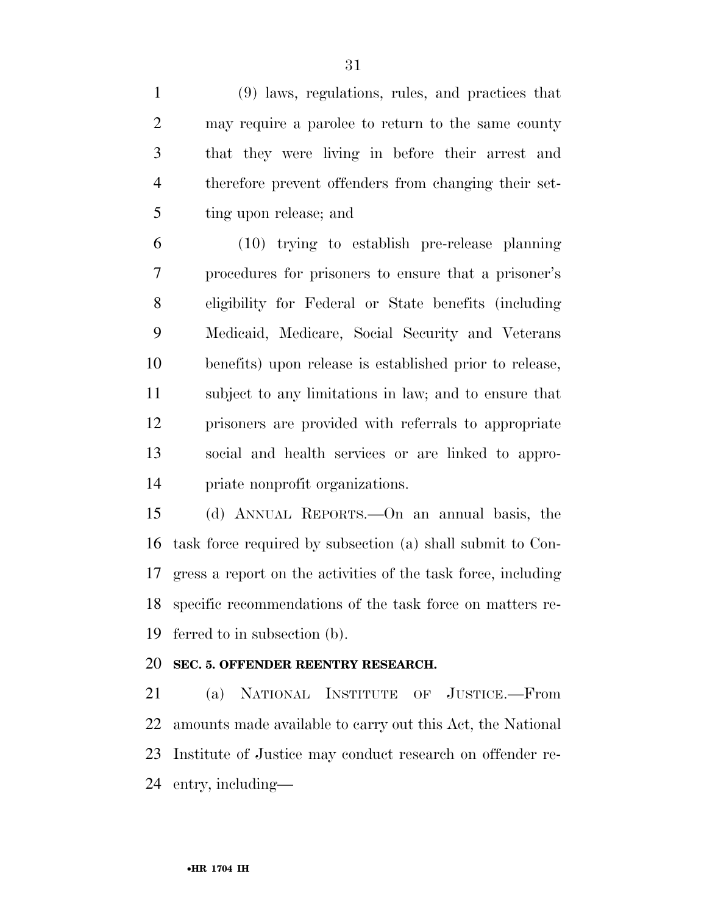(9) laws, regulations, rules, and practices that may require a parolee to return to the same county that they were living in before their arrest and therefore prevent offenders from changing their setting upon release; and

(10) trying to establish pre-release planning procedures for prisoners to ensure that a prisoner's eligibility for Federal or State benefits (including Medicaid, Medicare, Social Security and Veterans benefits) upon release is established prior to release, subject to any limitations in law; and to ensure that prisoners are provided with referrals to appropriate social and health services or are linked to appropriate nonprofit organizations.

(d) ANNUAL REPORTS.—On an annual basis, the task force required by subsection (a) shall submit to Congress a report on the activities of the task force, including specific recommendations of the task force on matters referred to in subsection (b).

**SEC. 5. OFFENDER REENTRY RESEARCH.**

(a) NATIONAL INSTITUTE OF JUSTICE.—From amounts made available to carry out this Act, the National Institute of Justice may conduct research on offender reentry, including—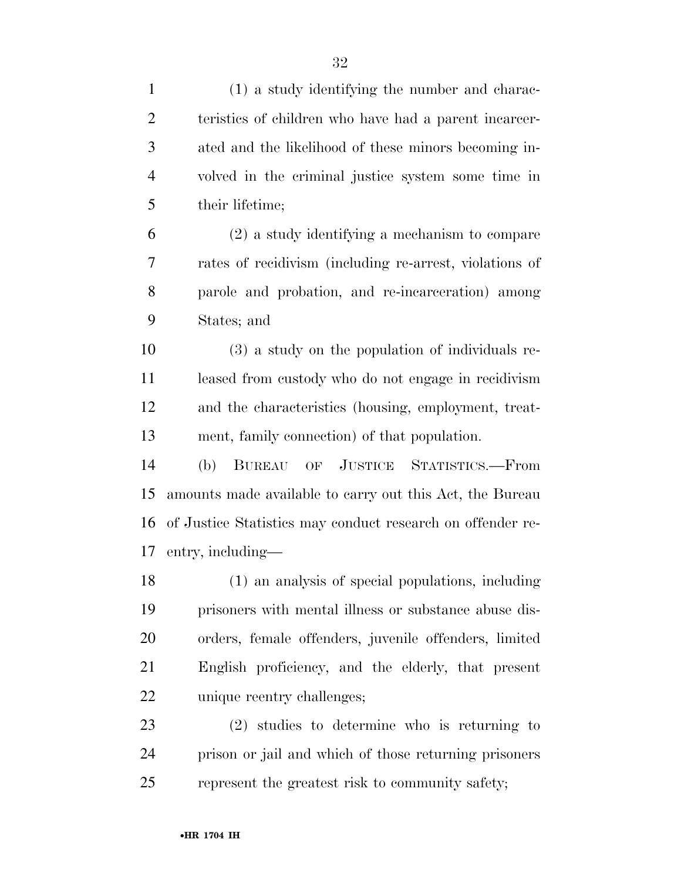(1) a study identifying the number and characteristics of children who have had a parent incarcerated and the likelihood of these minors becoming involved in the criminal justice system some time in their lifetime;

(2) a study identifying a mechanism to compare rates of recidivism (including re-arrest, violations of parole and probation, and re-incarceration) among States; and

(3) a study on the population of individuals released from custody who do not engage in recidivism and the characteristics (housing, employment, treatment, family connection) of that population.

(b) BUREAU OF JUSTICE STATISTICS.—From amounts made available to carry out this Act, the Bureau of Justice Statistics may conduct research on offender reentry, including—

(1) an analysis of special populations, including prisoners with mental illness or substance abuse disorders, female offenders, juvenile offenders, limited English proficiency, and the elderly, that present unique reentry challenges;

(2) studies to determine who is returning to prison or jail and which of those returning prisoners represent the greatest risk to community safety;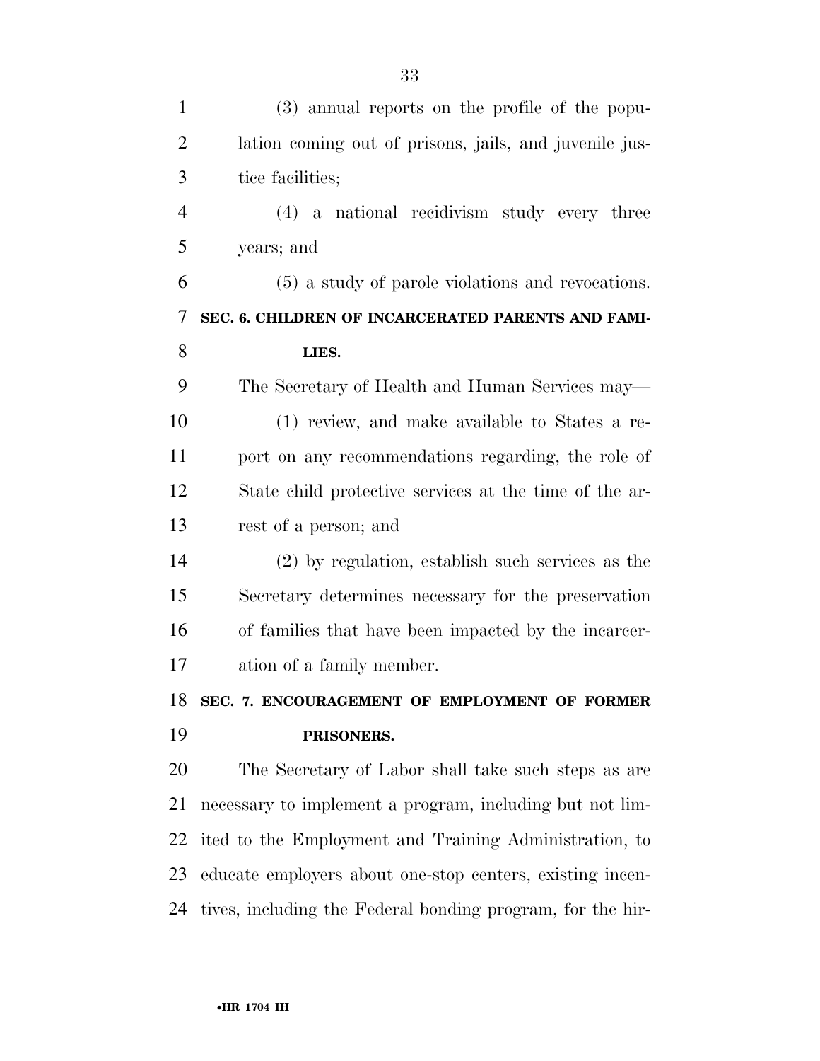(3) annual reports on the profile of the population coming out of prisons, jails, and juvenile justice facilities;

(4) a national recidivism study every three years; and

(5) a study of parole violations and revocations.

## SEC. 6. CHILDREN OF INCARCERATED PARENTS AND FAMILIES.

The Secretary of Health and Human Services may—

(1) review, and make available to States a report on any recommendations regarding, the role of State child protective services at the time of the arrest of a person; and

(2) by regulation, establish such services as the Secretary determines necessary for the preservation of families that have been impacted by the incarceration of a family member.

## SEC. 7. ENCOURAGEMENT OF EMPLOYMENT OF FORMER PRISONERS.

The Secretary of Labor shall take such steps as are necessary to implement a program, including but not limited to the Employment and Training Administration, to educate employers about one-stop centers, existing incentives, including the Federal bonding program, for the hir-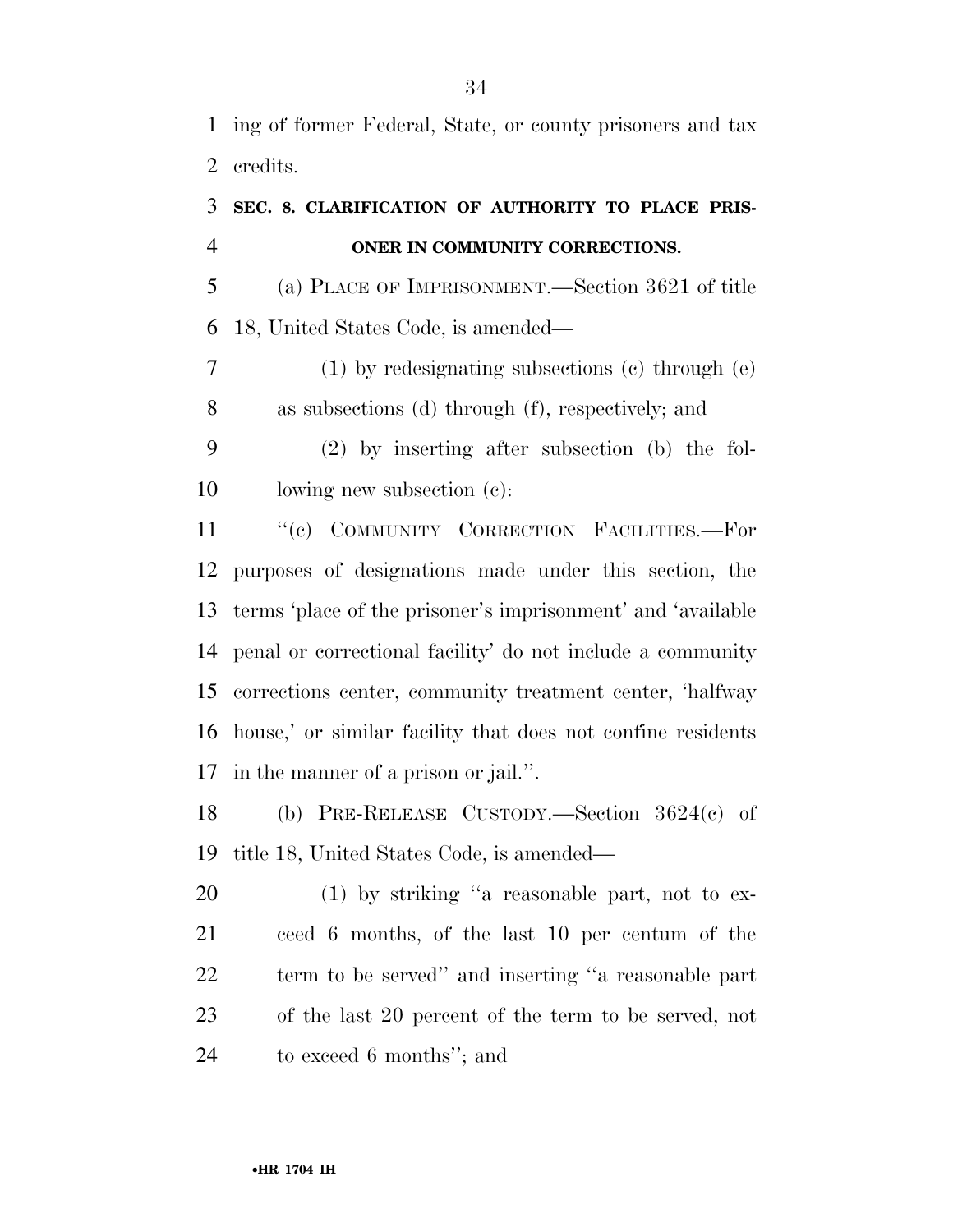ing of former Federal, State, or county prisoners and tax credits.

**SEC. 8. CLARIFICATION OF AUTHORITY TO PLACE PRISONER IN COMMUNITY CORRECTIONS.**

(a) PLACE OF IMPRISONMENT.—Section 3621 of title 18, United States Code, is amended—

(1) by redesignating subsections (c) through (e) as subsections (d) through (f), respectively; and

(2) by inserting after subsection (b) the following new subsection (c):

''(c) COMMUNITY CORRECTION FACILITIES.—For purposes of designations made under this section, the terms 'place of the prisoner's imprisonment' and 'available penal or correctional facility' do not include a community corrections center, community treatment center, 'halfway house,' or similar facility that does not confine residents in the manner of a prison or jail.''.

(b) PRE-RELEASE CUSTODY.—Section 3624(c) of title 18, United States Code, is amended—

(1) by striking ''a reasonable part, not to exceed 6 months, of the last 10 per centum of the term to be served'' and inserting ''a reasonable part of the last 20 percent of the term to be served, not to exceed 6 months''; and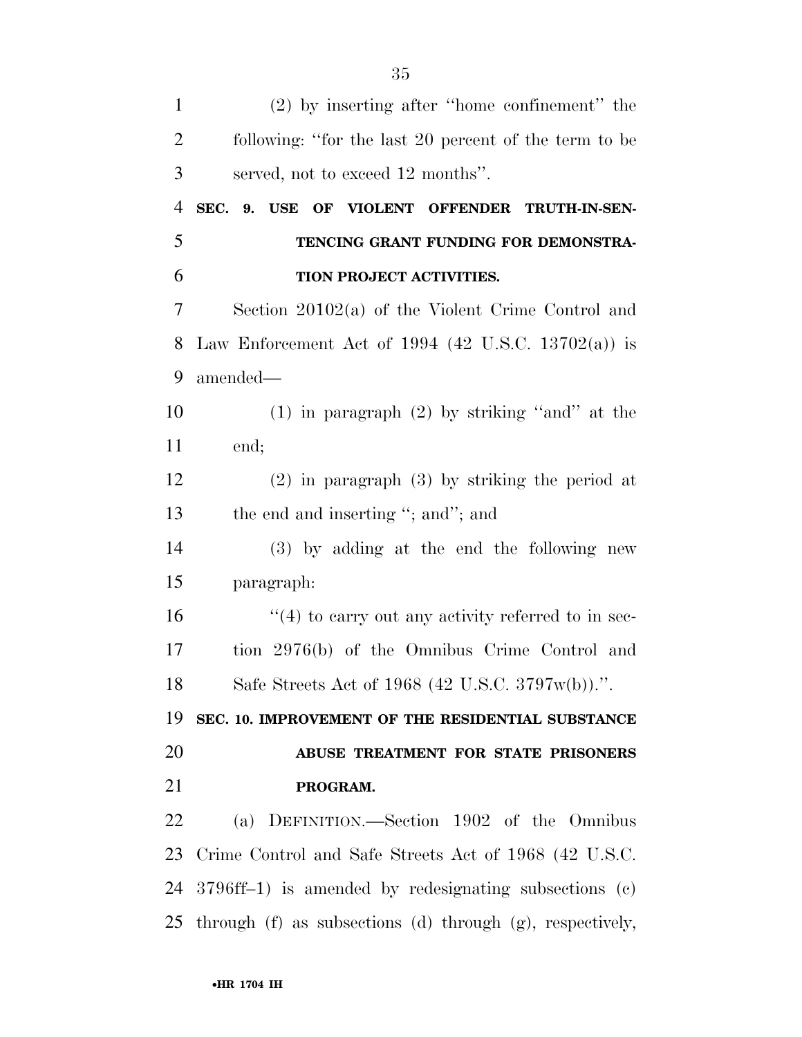(2) by inserting after ''home confinement'' the following: ''for the last 20 percent of the term to be served, not to exceed 12 months''.

**SEC. 9. USE OF VIOLENT OFFENDER TRUTH-IN-SENTENCING GRANT FUNDING FOR DEMONSTRATION PROJECT ACTIVITIES.**

Section 20102(a) of the Violent Crime Control and Law Enforcement Act of 1994 (42 U.S.C. 13702(a)) is amended—

(1) in paragraph (2) by striking ''and'' at the end;

(2) in paragraph (3) by striking the period at the end and inserting ''; and''; and

(3) by adding at the end the following new paragraph:

''(4) to carry out any activity referred to in section 2976(b) of the Omnibus Crime Control and Safe Streets Act of 1968 (42 U.S.C. 3797w(b)).''.

**SEC. 10. IMPROVEMENT OF THE RESIDENTIAL SUBSTANCE ABUSE TREATMENT FOR STATE PRISONERS PROGRAM.**

(a) DEFINITION.—Section 1902 of the Omnibus Crime Control and Safe Streets Act of 1968 (42 U.S.C. 3796ff–1) is amended by redesignating subsections (c) through (f) as subsections (d) through (g), respectively,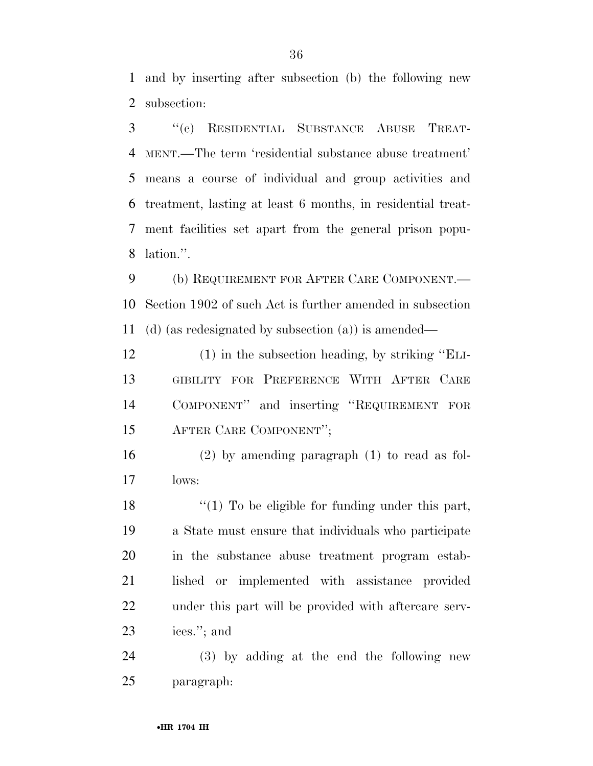and by inserting after subsection (b) the following new subsection:

"(c) RESIDENTIAL SUBSTANCE ABUSE TREATMENT.—The term 'residential substance abuse treatment' means a course of individual and group activities and treatment, lasting at least 6 months, in residential treatment facilities set apart from the general prison population.".

(b) REQUIREMENT FOR AFTER CARE COMPONENT.—Section 1902 of such Act is further amended in subsection (d) (as redesignated by subsection (a)) is amended—

(1) in the subsection heading, by striking "ELIGIBILITY FOR PREFERENCE WITH AFTER CARE COMPONENT" and inserting "REQUIREMENT FOR AFTER CARE COMPONENT";

(2) by amending paragraph (1) to read as follows:

"(1) To be eligible for funding under this part, a State must ensure that individuals who participate in the substance abuse treatment program established or implemented with assistance provided under this part will be provided with aftercare services."; and

(3) by adding at the end the following new paragraph: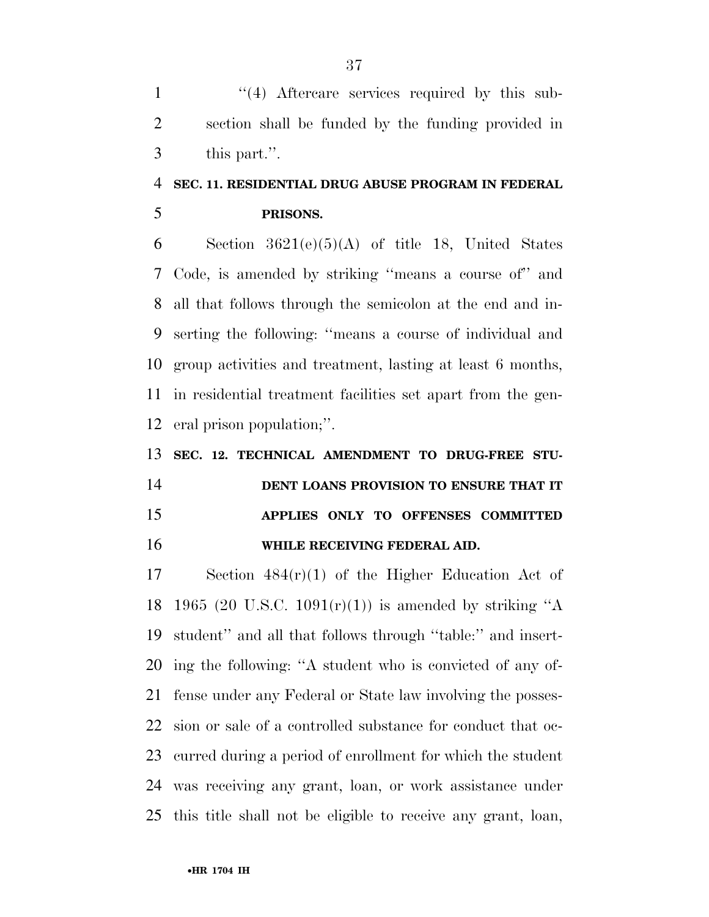''(4) Aftercare services required by this subsection shall be funded by the funding provided in this part.''.

**SEC. 11. RESIDENTIAL DRUG ABUSE PROGRAM IN FEDERAL PRISONS.**

Section 3621(e)(5)(A) of title 18, United States Code, is amended by striking ''means a course of'' and all that follows through the semicolon at the end and inserting the following: ''means a course of individual and group activities and treatment, lasting at least 6 months, in residential treatment facilities set apart from the general prison population;''.

**SEC. 12. TECHNICAL AMENDMENT TO DRUG-FREE STUDENT LOANS PROVISION TO ENSURE THAT IT APPLIES ONLY TO OFFENSES COMMITTED WHILE RECEIVING FEDERAL AID.**

Section 484(r)(1) of the Higher Education Act of 1965 (20 U.S.C. 1091(r)(1)) is amended by striking ''A student'' and all that follows through ''table:'' and inserting the following: ''A student who is convicted of any offense under any Federal or State law involving the possession or sale of a controlled substance for conduct that occurred during a period of enrollment for which the student was receiving any grant, loan, or work assistance under this title shall not be eligible to receive any grant, loan,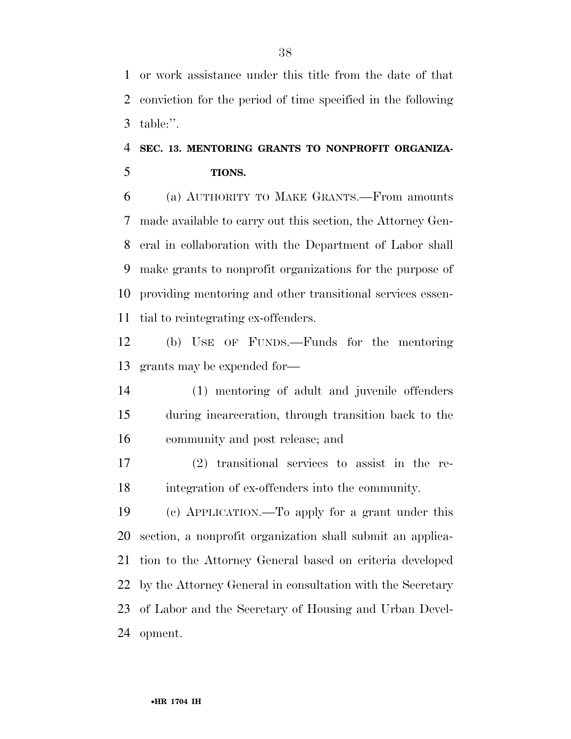or work assistance under this title from the date of that conviction for the period of time specified in the following table:''.

**SEC. 13. MENTORING GRANTS TO NONPROFIT ORGANIZATIONS.**

(a) AUTHORITY TO MAKE GRANTS.—From amounts made available to carry out this section, the Attorney General in collaboration with the Department of Labor shall make grants to nonprofit organizations for the purpose of providing mentoring and other transitional services essential to reintegrating ex-offenders.

(b) USE OF FUNDS.—Funds for the mentoring grants may be expended for—

(1) mentoring of adult and juvenile offenders during incarceration, through transition back to the community and post release; and

(2) transitional services to assist in the reintegration of ex-offenders into the community.

(c) APPLICATION.—To apply for a grant under this section, a nonprofit organization shall submit an application to the Attorney General based on criteria developed by the Attorney General in consultation with the Secretary of Labor and the Secretary of Housing and Urban Development.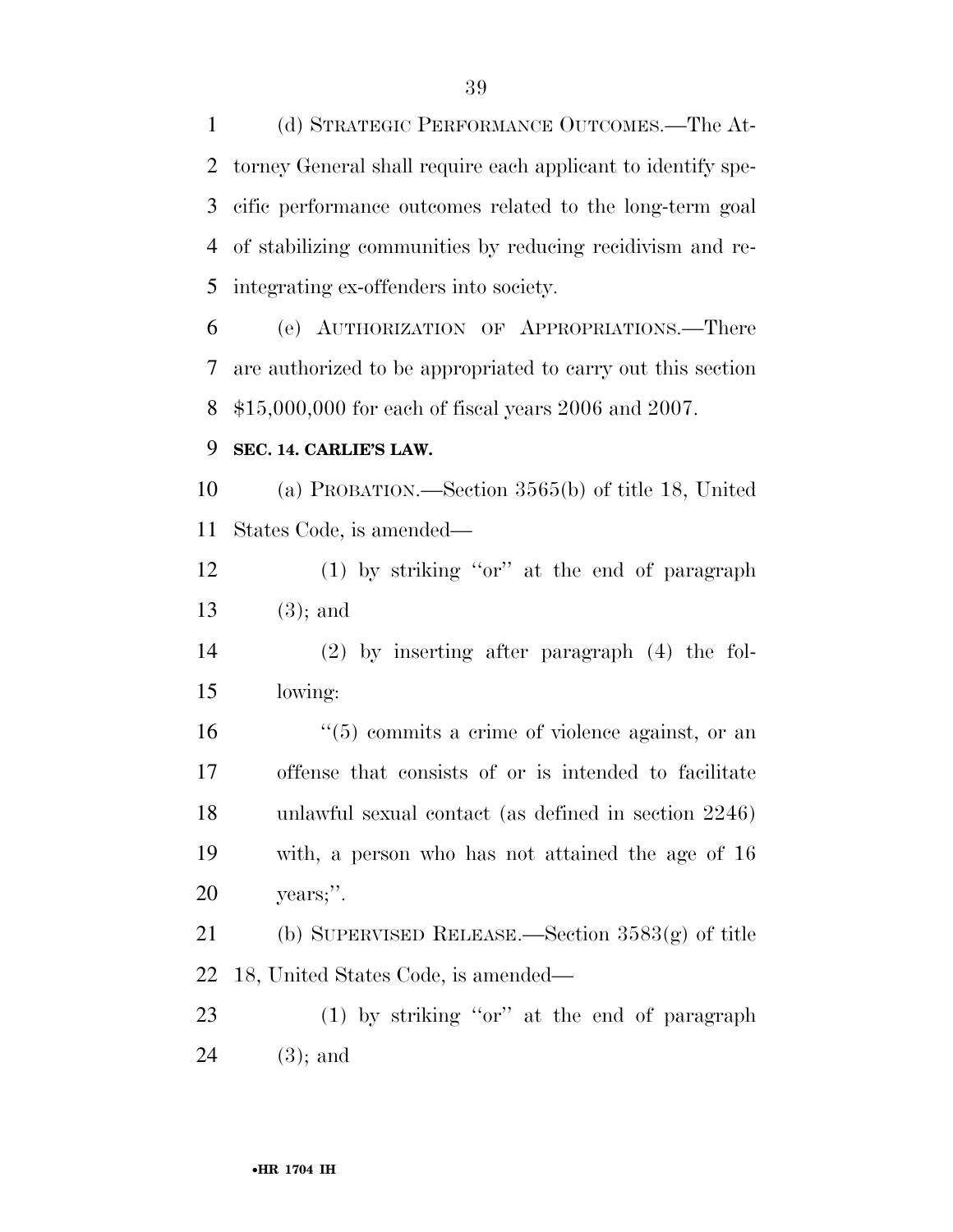(d) STRATEGIC PERFORMANCE OUTCOMES.—The Attorney General shall require each applicant to identify specific performance outcomes related to the long-term goal of stabilizing communities by reducing recidivism and reintegrating ex-offenders into society.

(e) AUTHORIZATION OF APPROPRIATIONS.—There are authorized to be appropriated to carry out this section $15,000,000 for each of fiscal years 2006 and 2007.

**SEC. 14. CARLIE'S LAW.**

(a) PROBATION.—Section 3565(b) of title 18, United States Code, is amended—

(1) by striking ''or'' at the end of paragraph (3); and

(2) by inserting after paragraph (4) the following:

''(5) commits a crime of violence against, or an offense that consists of or is intended to facilitate unlawful sexual contact (as defined in section 2246) with, a person who has not attained the age of 16 years;''.

(b) SUPERVISED RELEASE.—Section 3583(g) of title 18, United States Code, is amended—

(1) by striking ''or'' at the end of paragraph (3); and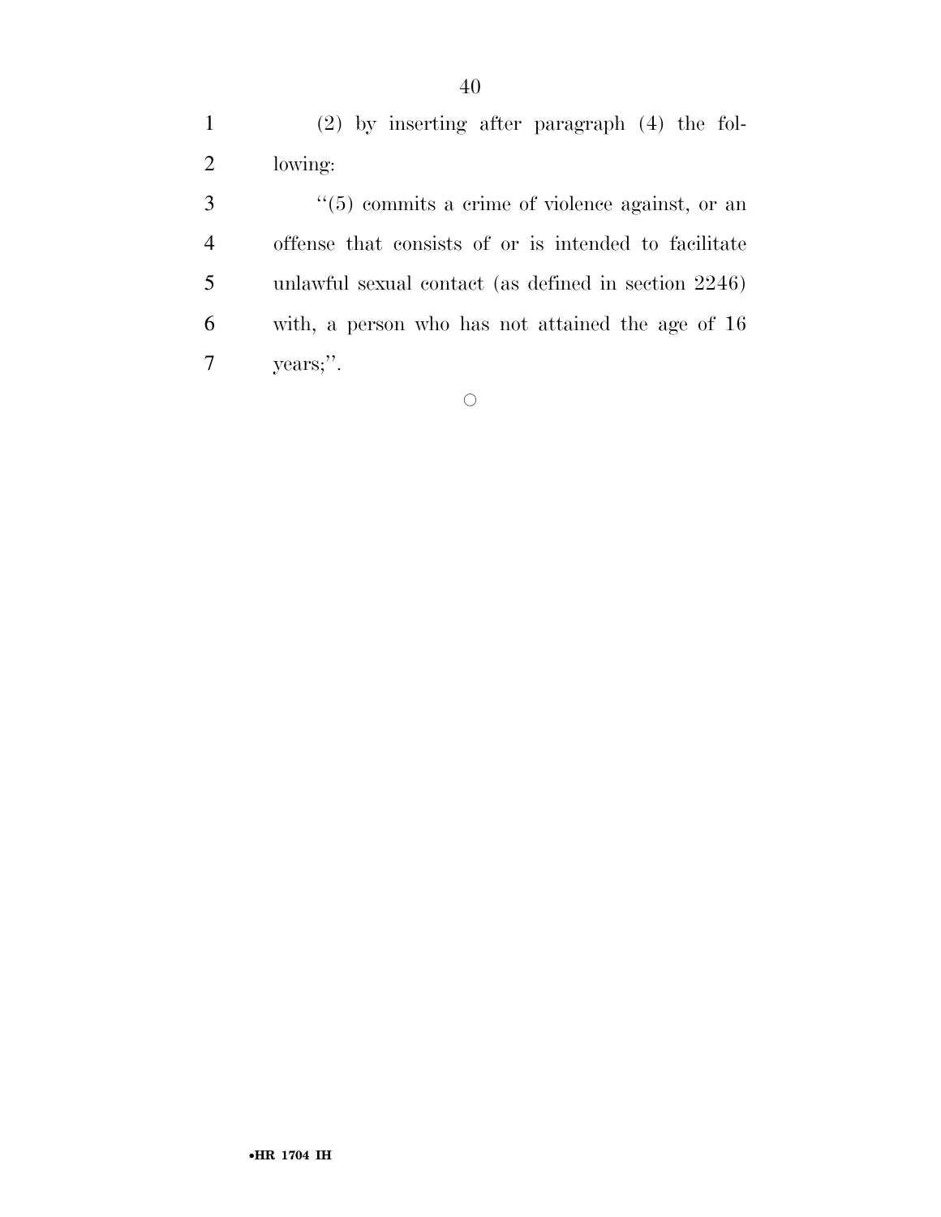(2) by inserting after paragraph (4) the following:

"(5) commits a crime of violence against, or an offense that consists of or is intended to facilitate unlawful sexual contact (as defined in section 2246) with, a person who has not attained the age of 16 years;".

○